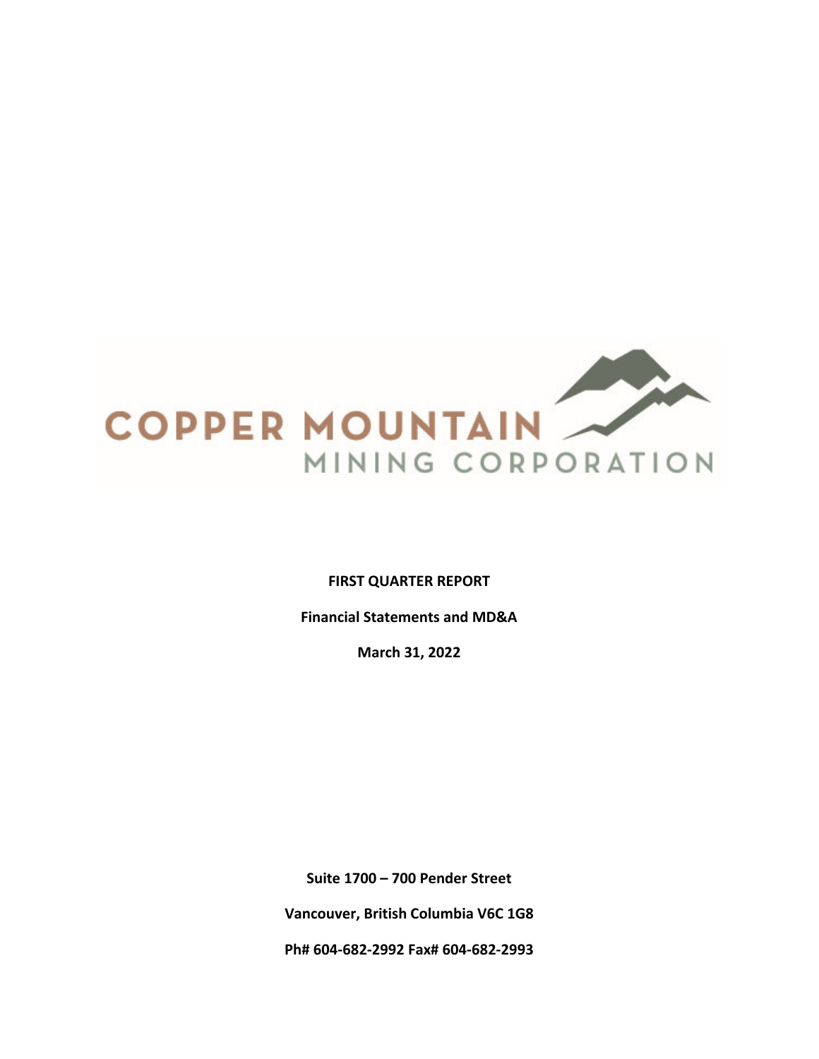COPPER MOUNTAIN

MINING CORPORATION

**FIRST QUARTER REPORT**

**Financial Statements and MD&A**

**March 31, 2022**

**Suite 1700 – 700 Pender Street**

**Vancouver, British Columbia V6C 1G8**

**Ph# 604-682-2992 Fax# 604-682-2993**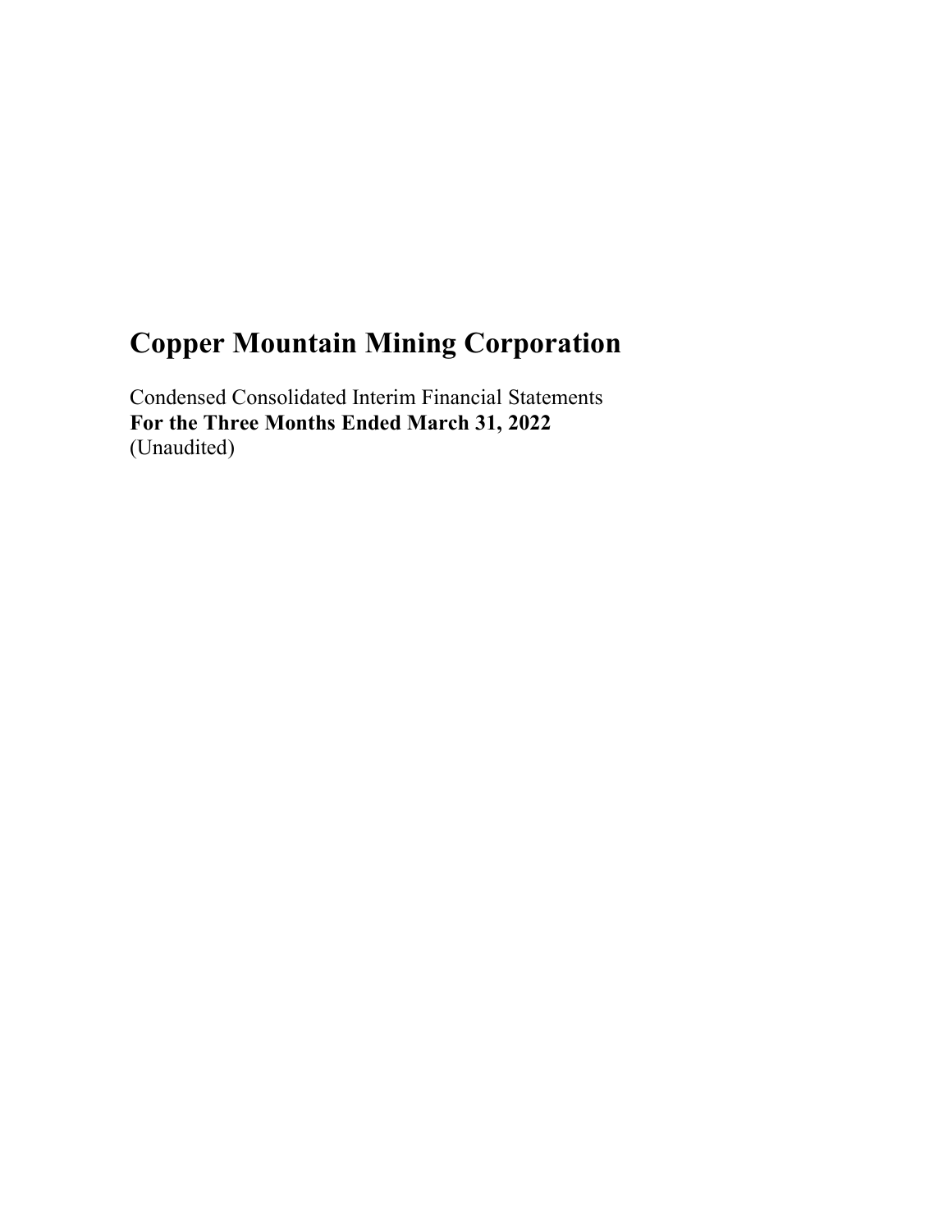# Copper Mountain Mining Corporation

Condensed Consolidated Interim Financial Statements
**For the Three Months Ended March 31, 2022**
(Unaudited)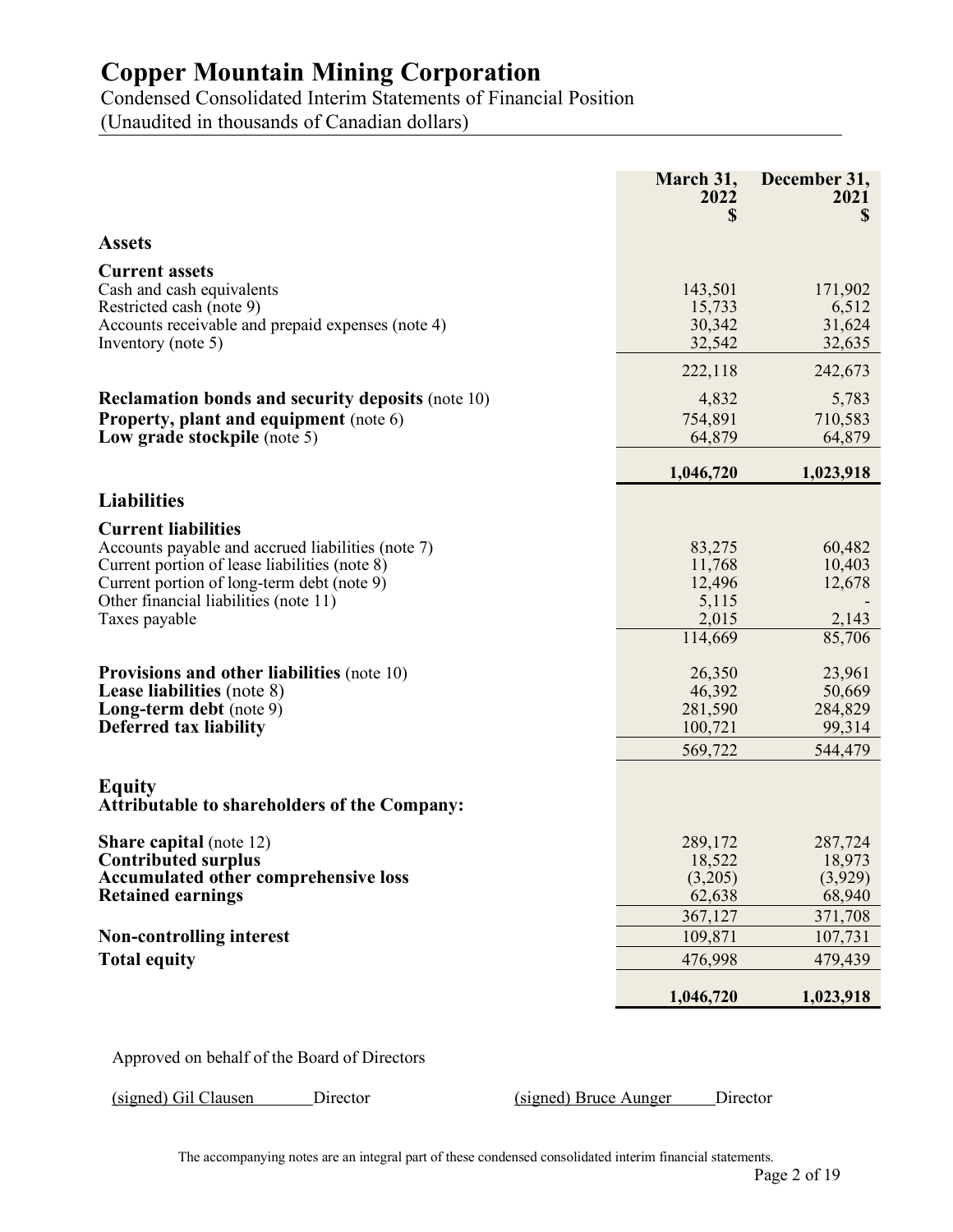# Copper Mountain Mining Corporation

Condensed Consolidated Interim Statements of Financial Position

(Unaudited in thousands of Canadian dollars)

| | March 31, 2022 $ | December 31, 2021 $ |
|---|---|---|
| **Assets** | | |
| **Current assets** | | |
| Cash and cash equivalents | 143,501 | 171,902 |
| Restricted cash (note 9) | 15,733 | 6,512 |
| Accounts receivable and prepaid expenses (note 4) | 30,342 | 31,624 |
| Inventory (note 5) | 32,542 | 32,635 |
| | 222,118 | 242,673 |
| **Reclamation bonds and security deposits** (note 10) | 4,832 | 5,783 |
| **Property, plant and equipment** (note 6) | 754,891 | 710,583 |
| **Low grade stockpile** (note 5) | 64,879 | 64,879 |
| | **1,046,720** | **1,023,918** |
| **Liabilities** | | |
| **Current liabilities** | | |
| Accounts payable and accrued liabilities (note 7) | 83,275 | 60,482 |
| Current portion of lease liabilities (note 8) | 11,768 | 10,403 |
| Current portion of long-term debt (note 9) | 12,496 | 12,678 |
| Other financial liabilities (note 11) | 5,115 | - |
| Taxes payable | 2,015 | 2,143 |
| | 114,669 | 85,706 |
| **Provisions and other liabilities** (note 10) | 26,350 | 23,961 |
| **Lease liabilities** (note 8) | 46,392 | 50,669 |
| **Long-term debt** (note 9) | 281,590 | 284,829 |
| **Deferred tax liability** | 100,721 | 99,314 |
| | 569,722 | 544,479 |
| **Equity** | | |
| **Attributable to shareholders of the Company:** | | |
| **Share capital** (note 12) | 289,172 | 287,724 |
| **Contributed surplus** | 18,522 | 18,973 |
| **Accumulated other comprehensive loss** | (3,205) | (3,929) |
| **Retained earnings** | 62,638 | 68,940 |
| | 367,127 | 371,708 |
| **Non-controlling interest** | 109,871 | 107,731 |
| **Total equity** | 476,998 | 479,439 |
| | **1,046,720** | **1,023,918** |

Approved on behalf of the Board of Directors

(signed) Gil Clausen Director (signed) Bruce Aunger Director

The accompanying notes are an integral part of these condensed consolidated interim financial statements.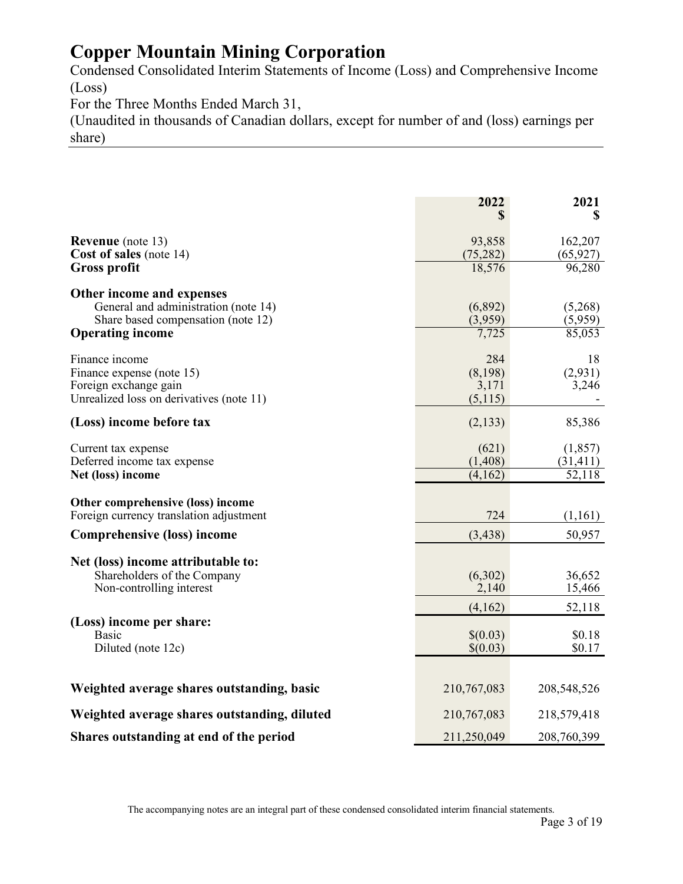# Copper Mountain Mining Corporation

Condensed Consolidated Interim Statements of Income (Loss) and Comprehensive Income (Loss)

For the Three Months Ended March 31,

(Unaudited in thousands of Canadian dollars, except for number of and (loss) earnings per share)

| | 2022<br>$ | 2021<br>$ |
|---|---|---|
| **Revenue** (note 13) | 93,858 | 162,207 |
| **Cost of sales** (note 14) | (75,282) | (65,927) |
| **Gross profit** | 18,576 | 96,280 |
| | | |
| **Other income and expenses** | | |
| General and administration (note 14) | (6,892) | (5,268) |
| Share based compensation (note 12) | (3,959) | (5,959) |
| **Operating income** | 7,725 | 85,053 |
| | | |
| Finance income | 284 | 18 |
| Finance expense (note 15) | (8,198) | (2,931) |
| Foreign exchange gain | 3,171 | 3,246 |
| Unrealized loss on derivatives (note 11) | (5,115) | - |
| **(Loss) income before tax** | (2,133) | 85,386 |
| | | |
| Current tax expense | (621) | (1,857) |
| Deferred income tax expense | (1,408) | (31,411) |
| **Net (loss) income** | (4,162) | 52,118 |
| | | |
| **Other comprehensive (loss) income** | | |
| Foreign currency translation adjustment | 724 | (1,161) |
| **Comprehensive (loss) income** | (3,438) | 50,957 |
| | | |
| **Net (loss) income attributable to:** | | |
| Shareholders of the Company | (6,302) | 36,652 |
| Non-controlling interest | 2,140 | 15,466 |
| | (4,162) | 52,118 |
| **(Loss) income per share:** | | |
| Basic | $(0.03) | $0.18 |
| Diluted (note 12c) | $(0.03) | $0.17 |
| | | |
| **Weighted average shares outstanding, basic** | 210,767,083 | 208,548,526 |
| **Weighted average shares outstanding, diluted** | 210,767,083 | 218,579,418 |
| **Shares outstanding at end of the period** | 211,250,049 | 208,760,399 |

The accompanying notes are an integral part of these condensed consolidated interim financial statements.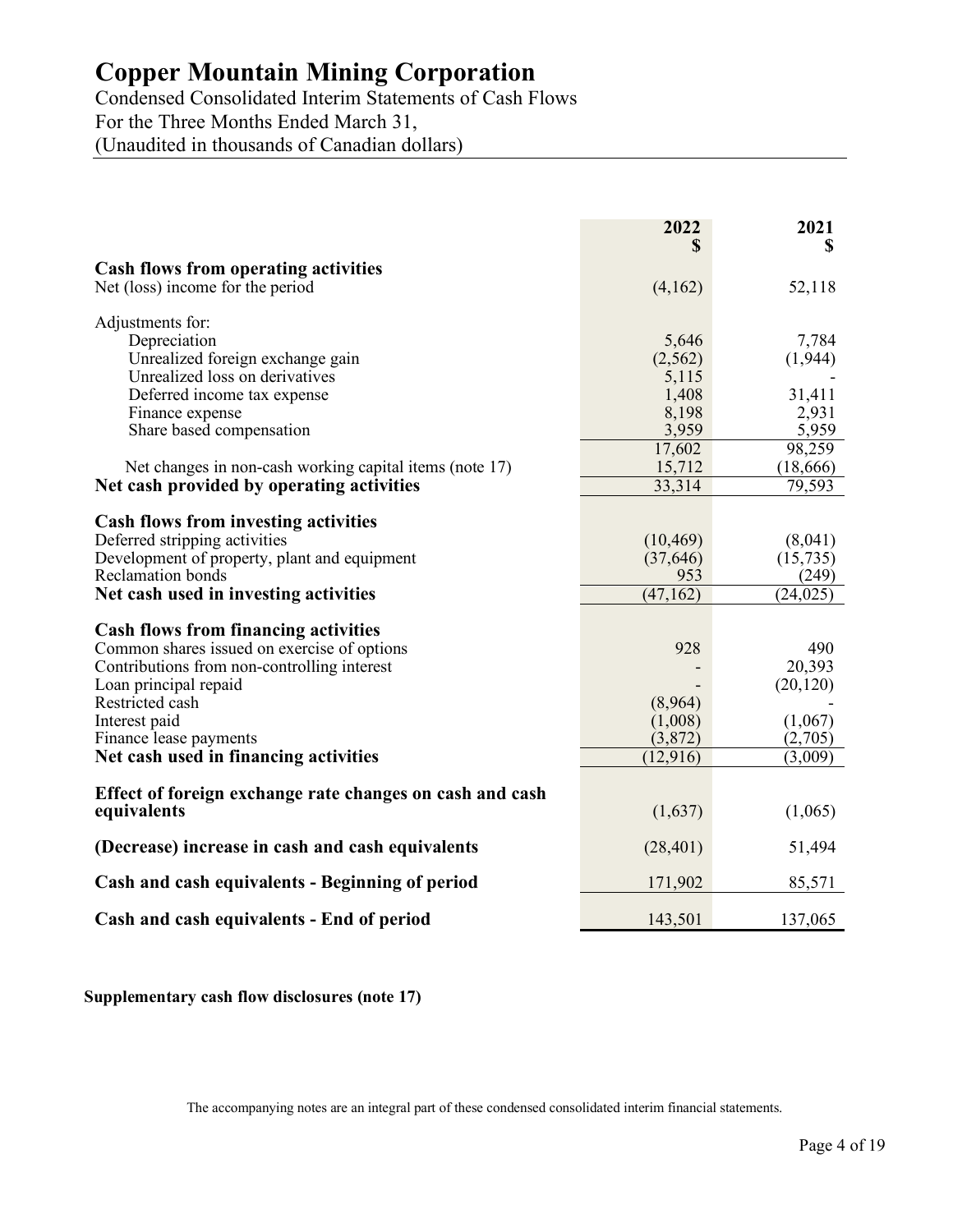# Copper Mountain Mining Corporation

Condensed Consolidated Interim Statements of Cash Flows
For the Three Months Ended March 31,
(Unaudited in thousands of Canadian dollars)

| | 2022 $ | 2021 $ |
|---|---|---|
| **Cash flows from operating activities** | | |
| Net (loss) income for the period | (4,162) | 52,118 |
| Adjustments for: | | |
| Depreciation | 5,646 | 7,784 |
| Unrealized foreign exchange gain | (2,562) | (1,944) |
| Unrealized loss on derivatives | 5,115 | - |
| Deferred income tax expense | 1,408 | 31,411 |
| Finance expense | 8,198 | 2,931 |
| Share based compensation | 3,959 | 5,959 |
| | 17,602 | 98,259 |
| Net changes in non-cash working capital items (note 17) | 15,712 | (18,666) |
| **Net cash provided by operating activities** | 33,314 | 79,593 |
| **Cash flows from investing activities** | | |
| Deferred stripping activities | (10,469) | (8,041) |
| Development of property, plant and equipment | (37,646) | (15,735) |
| Reclamation bonds | 953 | (249) |
| **Net cash used in investing activities** | (47,162) | (24,025) |
| **Cash flows from financing activities** | | |
| Common shares issued on exercise of options | 928 | 490 |
| Contributions from non-controlling interest | - | 20,393 |
| Loan principal repaid | - | (20,120) |
| Restricted cash | (8,964) | - |
| Interest paid | (1,008) | (1,067) |
| Finance lease payments | (3,872) | (2,705) |
| **Net cash used in financing activities** | (12,916) | (3,009) |
| **Effect of foreign exchange rate changes on cash and cash equivalents** | (1,637) | (1,065) |
| **(Decrease) increase in cash and cash equivalents** | (28,401) | 51,494 |
| **Cash and cash equivalents - Beginning of period** | 171,902 | 85,571 |
| **Cash and cash equivalents - End of period** | 143,501 | 137,065 |

**Supplementary cash flow disclosures (note 17)**

The accompanying notes are an integral part of these condensed consolidated interim financial statements.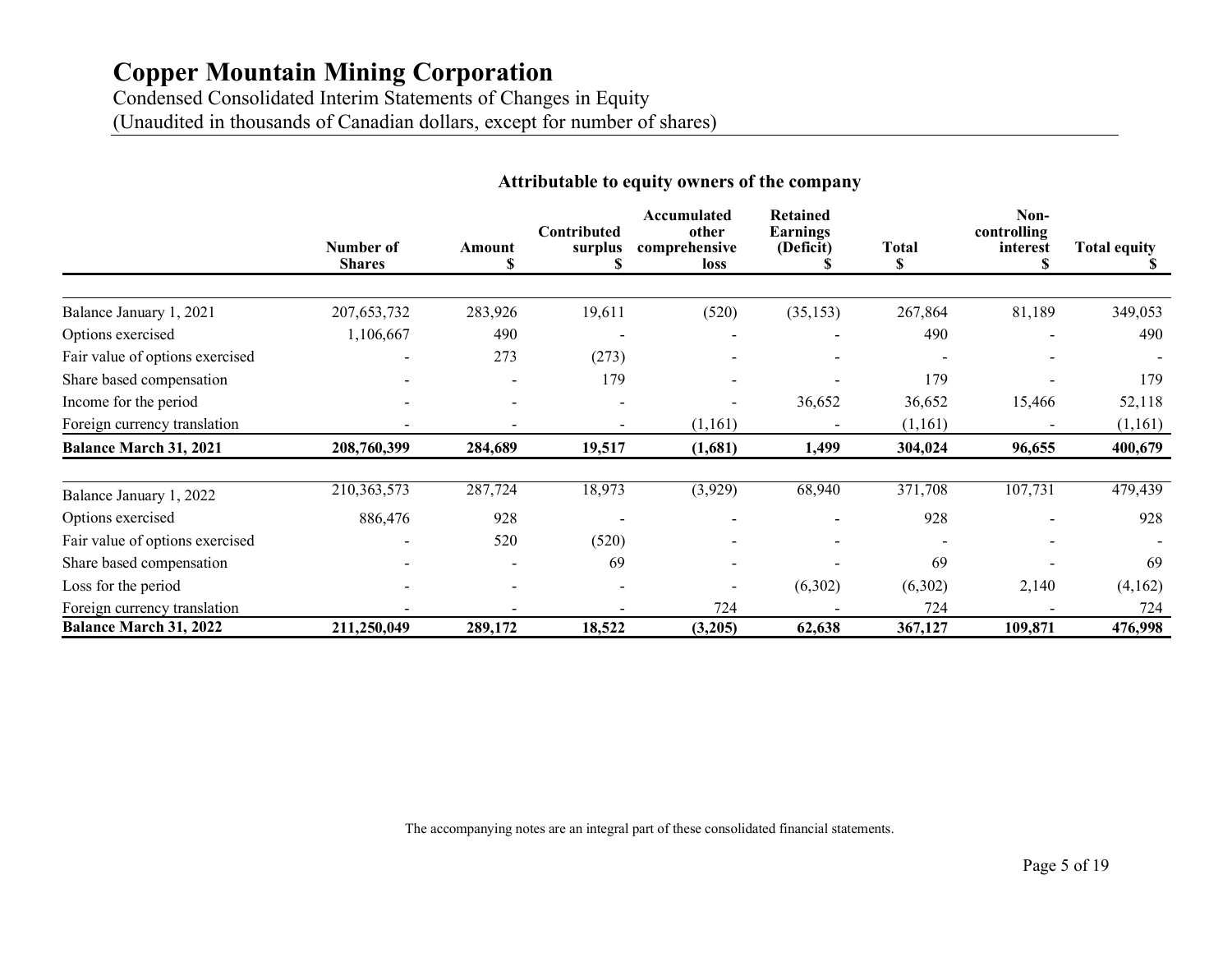# Copper Mountain Mining Corporation

Condensed Consolidated Interim Statements of Changes in Equity
(Unaudited in thousands of Canadian dollars, except for number of shares)

| | Attributable to equity owners of the company | | | | | | | |
|---|---|---|---|---|---|---|---|---|
| | Number of Shares | Amount $ | Contributed surplus $ | Accumulated other comprehensive loss | Retained Earnings (Deficit) $ | Total $ | Non-controlling interest $ | Total equity $ |
| Balance January 1, 2021 | 207,653,732 | 283,926 | 19,611 | (520) | (35,153) | 267,864 | 81,189 | 349,053 |
| Options exercised | 1,106,667 | 490 | - | - | - | 490 | - | 490 |
| Fair value of options exercised | - | 273 | (273) | - | - | - | - | - |
| Share based compensation | - | - | 179 | - | - | 179 | - | 179 |
| Income for the period | - | - | - | - | 36,652 | 36,652 | 15,466 | 52,118 |
| Foreign currency translation | - | - | - | (1,161) | - | (1,161) | - | (1,161) |
| **Balance March 31, 2021** | **208,760,399** | **284,689** | **19,517** | **(1,681)** | **1,499** | **304,024** | **96,655** | **400,679** |
| | | | | | | | | |
| Balance January 1, 2022 | 210,363,573 | 287,724 | 18,973 | (3,929) | 68,940 | 371,708 | 107,731 | 479,439 |
| Options exercised | 886,476 | 928 | - | - | - | 928 | - | 928 |
| Fair value of options exercised | - | 520 | (520) | - | - | - | - | - |
| Share based compensation | - | - | 69 | - | - | 69 | - | 69 |
| Loss for the period | - | - | - | - | (6,302) | (6,302) | 2,140 | (4,162) |
| Foreign currency translation | - | - | - | 724 | - | 724 | - | 724 |
| **Balance March 31, 2022** | **211,250,049** | **289,172** | **18,522** | **(3,205)** | **62,638** | **367,127** | **109,871** | **476,998** |

The accompanying notes are an integral part of these consolidated financial statements.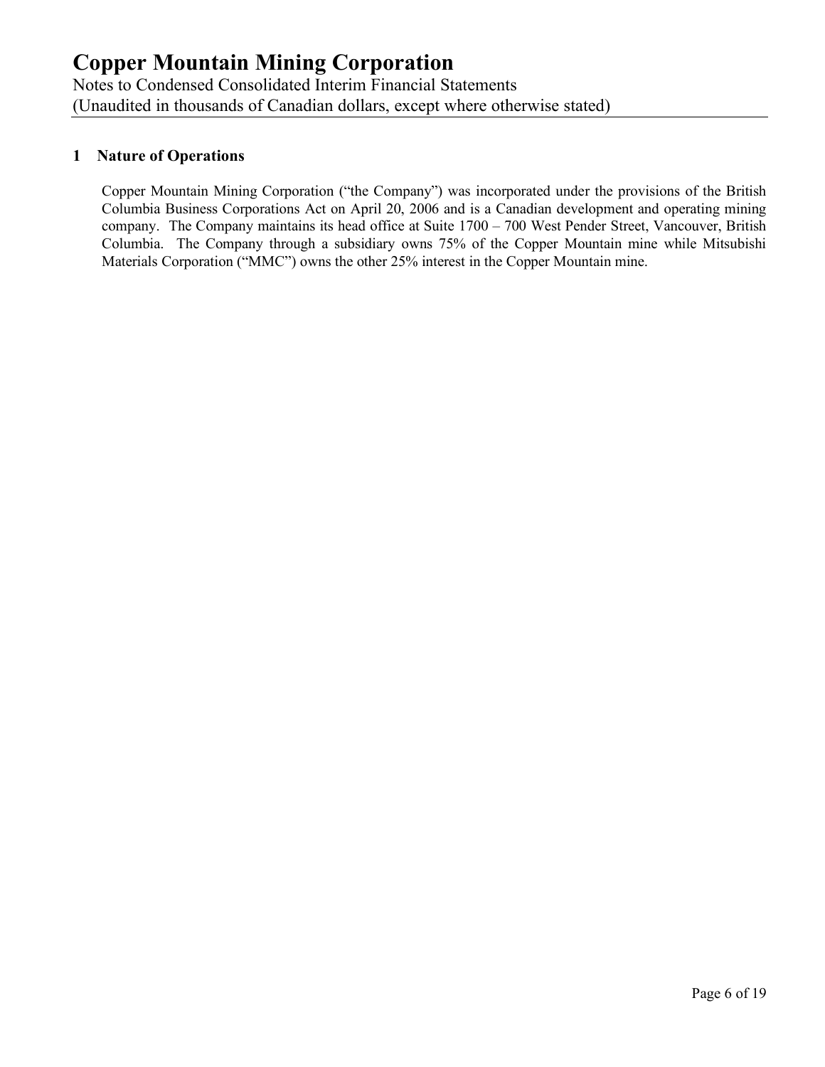## 1 Nature of Operations

Copper Mountain Mining Corporation (“the Company”) was incorporated under the provisions of the British Columbia Business Corporations Act on April 20, 2006 and is a Canadian development and operating mining company. The Company maintains its head office at Suite 1700 – 700 West Pender Street, Vancouver, British Columbia. The Company through a subsidiary owns 75% of the Copper Mountain mine while Mitsubishi Materials Corporation (“MMC”) owns the other 25% interest in the Copper Mountain mine.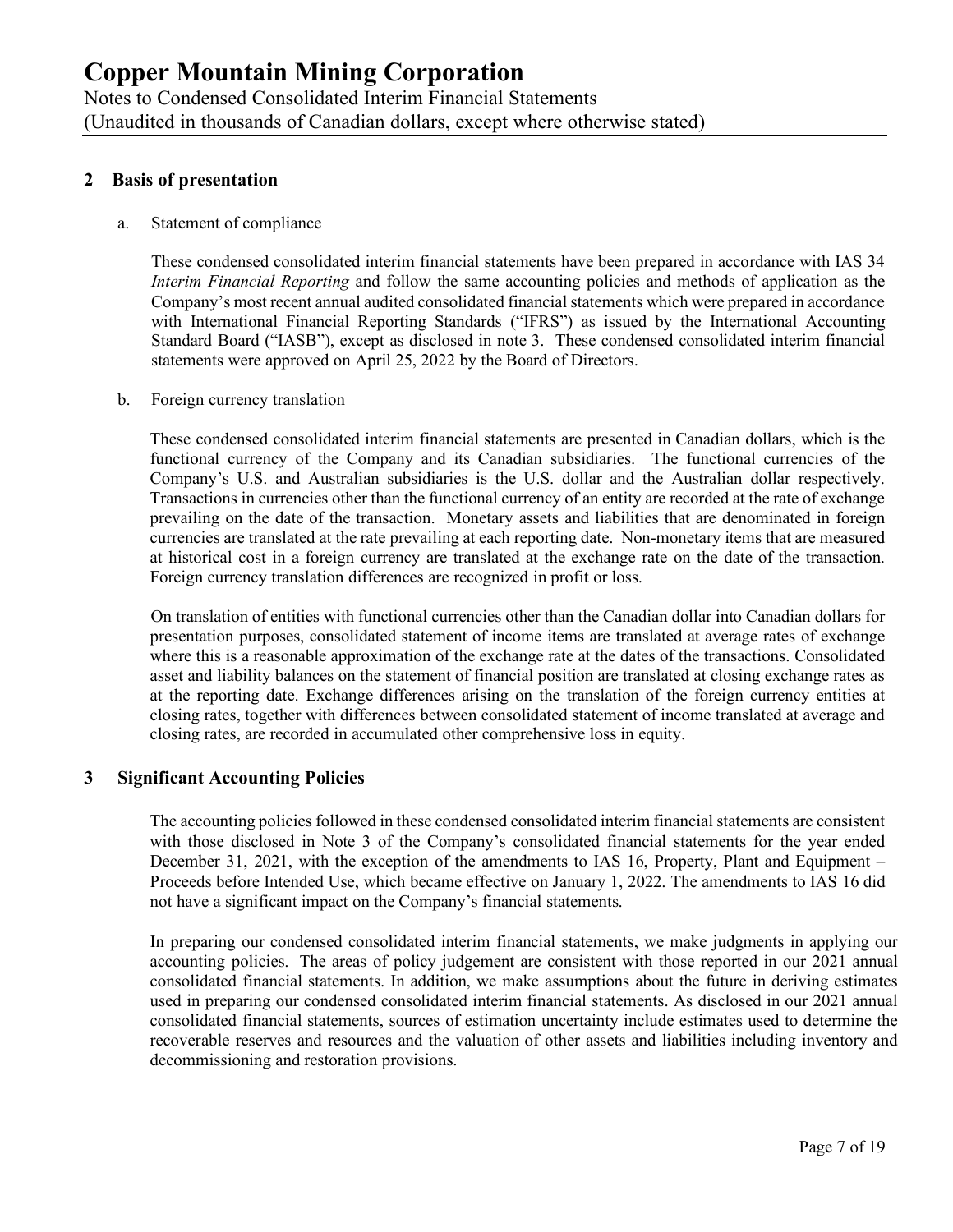## 2 Basis of presentation

a. Statement of compliance

These condensed consolidated interim financial statements have been prepared in accordance with IAS 34 *Interim Financial Reporting* and follow the same accounting policies and methods of application as the Company's most recent annual audited consolidated financial statements which were prepared in accordance with International Financial Reporting Standards ("IFRS") as issued by the International Accounting Standard Board ("IASB"), except as disclosed in note 3. These condensed consolidated interim financial statements were approved on April 25, 2022 by the Board of Directors.

b. Foreign currency translation

These condensed consolidated interim financial statements are presented in Canadian dollars, which is the functional currency of the Company and its Canadian subsidiaries. The functional currencies of the Company's U.S. and Australian subsidiaries is the U.S. dollar and the Australian dollar respectively. Transactions in currencies other than the functional currency of an entity are recorded at the rate of exchange prevailing on the date of the transaction. Monetary assets and liabilities that are denominated in foreign currencies are translated at the rate prevailing at each reporting date. Non-monetary items that are measured at historical cost in a foreign currency are translated at the exchange rate on the date of the transaction. Foreign currency translation differences are recognized in profit or loss.

On translation of entities with functional currencies other than the Canadian dollar into Canadian dollars for presentation purposes, consolidated statement of income items are translated at average rates of exchange where this is a reasonable approximation of the exchange rate at the dates of the transactions. Consolidated asset and liability balances on the statement of financial position are translated at closing exchange rates as at the reporting date. Exchange differences arising on the translation of the foreign currency entities at closing rates, together with differences between consolidated statement of income translated at average and closing rates, are recorded in accumulated other comprehensive loss in equity.

## 3 Significant Accounting Policies

The accounting policies followed in these condensed consolidated interim financial statements are consistent with those disclosed in Note 3 of the Company's consolidated financial statements for the year ended December 31, 2021, with the exception of the amendments to IAS 16, Property, Plant and Equipment – Proceeds before Intended Use, which became effective on January 1, 2022. The amendments to IAS 16 did not have a significant impact on the Company's financial statements.

In preparing our condensed consolidated interim financial statements, we make judgments in applying our accounting policies. The areas of policy judgement are consistent with those reported in our 2021 annual consolidated financial statements. In addition, we make assumptions about the future in deriving estimates used in preparing our condensed consolidated interim financial statements. As disclosed in our 2021 annual consolidated financial statements, sources of estimation uncertainty include estimates used to determine the recoverable reserves and resources and the valuation of other assets and liabilities including inventory and decommissioning and restoration provisions.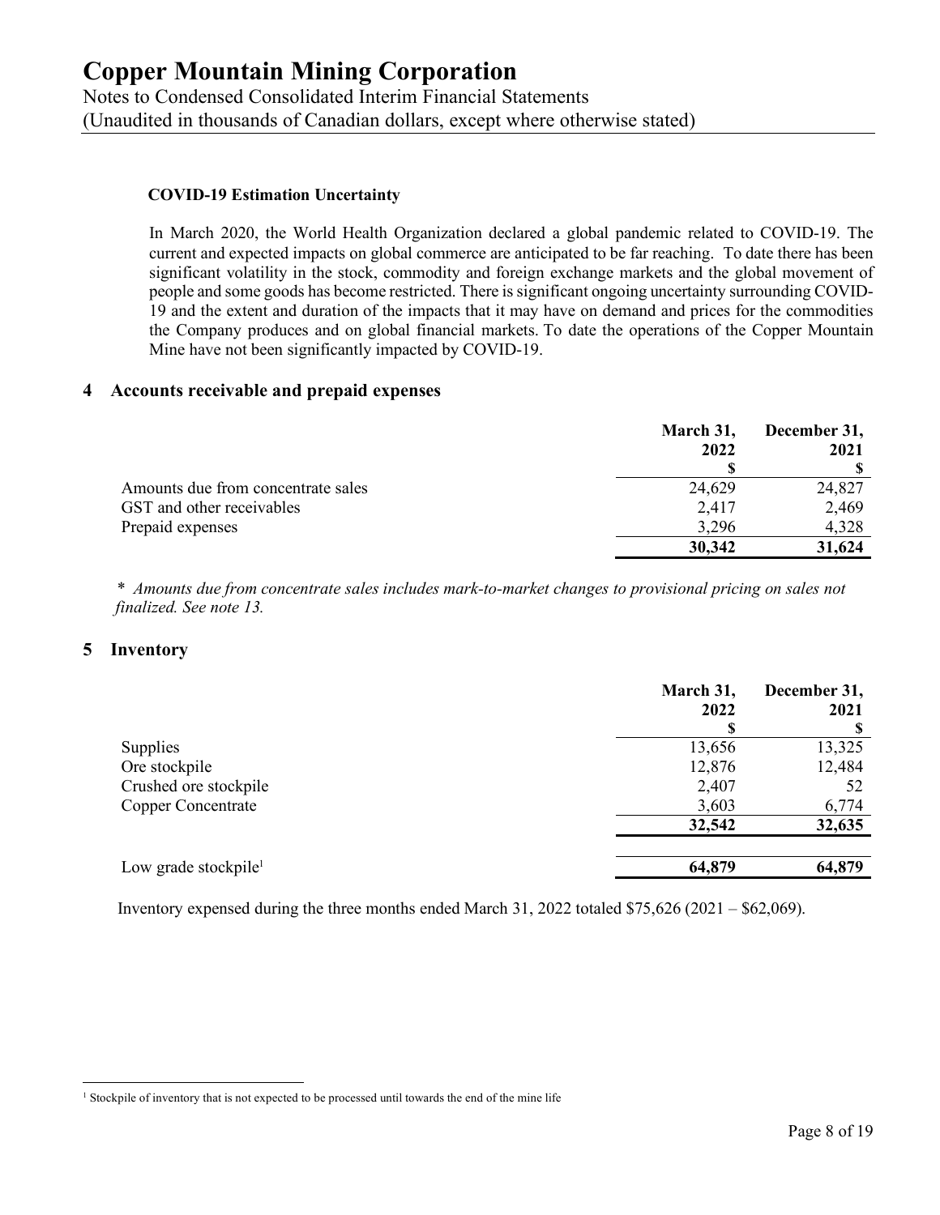**COVID-19 Estimation Uncertainty**

In March 2020, the World Health Organization declared a global pandemic related to COVID-19. The current and expected impacts on global commerce are anticipated to be far reaching. To date there has been significant volatility in the stock, commodity and foreign exchange markets and the global movement of people and some goods has become restricted. There is significant ongoing uncertainty surrounding COVID-19 and the extent and duration of the impacts that it may have on demand and prices for the commodities the Company produces and on global financial markets. To date the operations of the Copper Mountain Mine have not been significantly impacted by COVID-19.

## 4 Accounts receivable and prepaid expenses

| | March 31, 2022 | December 31, 2021 |
|---|---|---|
| | $ | $ |
| Amounts due from concentrate sales | 24,629 | 24,827 |
| GST and other receivables | 2,417 | 2,469 |
| Prepaid expenses | 3,296 | 4,328 |
| | **30,342** | **31,624** |

\* *Amounts due from concentrate sales includes mark-to-market changes to provisional pricing on sales not finalized. See note 13.*

## 5 Inventory

| | March 31, 2022 | December 31, 2021 |
|---|---|---|
| | $ | $ |
| Supplies | 13,656 | 13,325 |
| Ore stockpile | 12,876 | 12,484 |
| Crushed ore stockpile | 2,407 | 52 |
| Copper Concentrate | 3,603 | 6,774 |
| | **32,542** | **32,635** |
| | | |
| Low grade stockpile[1] | **64,879** | **64,879** |

Inventory expensed during the three months ended March 31, 2022 totaled $75,626 (2021 – $62,069).

[1] Stockpile of inventory that is not expected to be processed until towards the end of the mine life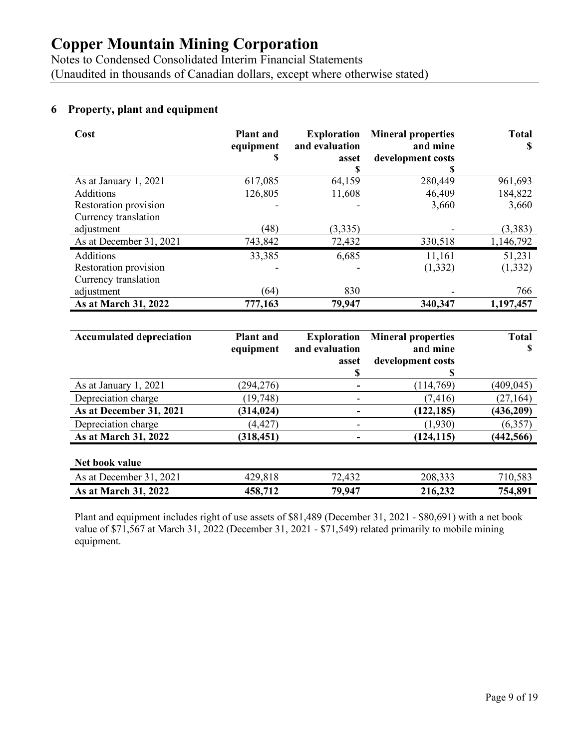## 6 Property, plant and equipment

| Cost | Plant and equipment $ | Exploration and evaluation asset $ | Mineral properties and mine development costs $ | Total $ |
|---|---|---|---|---|
| As at January 1, 2021 | 617,085 | 64,159 | 280,449 | 961,693 |
| Additions | 126,805 | 11,608 | 46,409 | 184,822 |
| Restoration provision | - | - | 3,660 | 3,660 |
| Currency translation adjustment | (48) | (3,335) | - | (3,383) |
| As at December 31, 2021 | 743,842 | 72,432 | 330,518 | 1,146,792 |
| Additions | 33,385 | 6,685 | 11,161 | 51,231 |
| Restoration provision | - | - | (1,332) | (1,332) |
| Currency translation adjustment | (64) | 830 | - | 766 |
| **As at March 31, 2022** | **777,163** | **79,947** | **340,347** | **1,197,457** |

| Accumulated depreciation | Plant and equipment | Exploration and evaluation asset $ | Mineral properties and mine development costs $ | Total $ |
|---|---|---|---|---|
| As at January 1, 2021 | (294,276) | - | (114,769) | (409,045) |
| Depreciation charge | (19,748) | - | (7,416) | (27,164) |
| **As at December 31, 2021** | **(314,024)** | **-** | **(122,185)** | **(436,209)** |
| Depreciation charge | (4,427) | - | (1,930) | (6,357) |
| **As at March 31, 2022** | **(318,451)** | **-** | **(124,115)** | **(442,566)** |
| **Net book value** | | | | |
| As at December 31, 2021 | 429,818 | 72,432 | 208,333 | 710,583 |
| **As at March 31, 2022** | **458,712** | **79,947** | **216,232** | **754,891** |

Plant and equipment includes right of use assets of $81,489 (December 31, 2021 - $80,691) with a net book value of $71,567 at March 31, 2022 (December 31, 2021 - $71,549) related primarily to mobile mining equipment.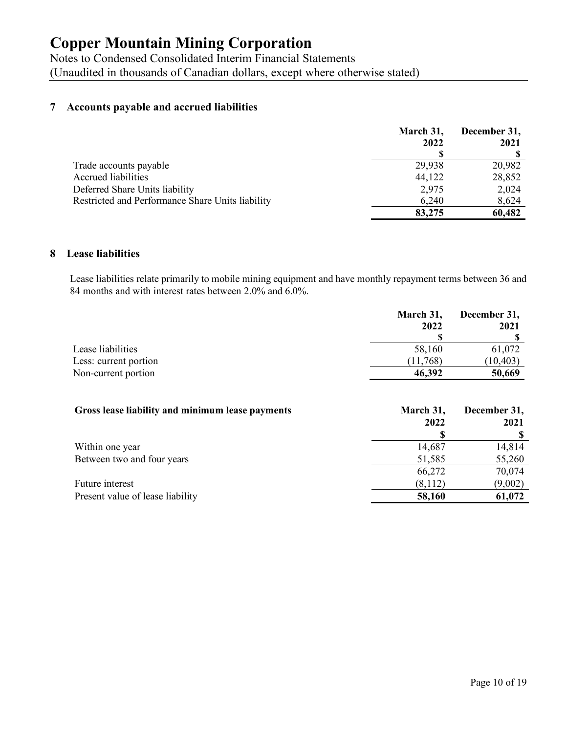# Copper Mountain Mining Corporation

Notes to Condensed Consolidated Interim Financial Statements
(Unaudited in thousands of Canadian dollars, except where otherwise stated)

## 7 Accounts payable and accrued liabilities

| | March 31, 2022 | December 31, 2021 |
|---|---|---|
| | $ | $ |
| Trade accounts payable | 29,938 | 20,982 |
| Accrued liabilities | 44,122 | 28,852 |
| Deferred Share Units liability | 2,975 | 2,024 |
| Restricted and Performance Share Units liability | 6,240 | 8,624 |
| | **83,275** | **60,482** |

## 8 Lease liabilities

Lease liabilities relate primarily to mobile mining equipment and have monthly repayment terms between 36 and 84 months and with interest rates between 2.0% and 6.0%.

| | March 31, 2022 | December 31, 2021 |
|---|---|---|
| | $ | $ |
| Lease liabilities | 58,160 | 61,072 |
| Less: current portion | (11,768) | (10,403) |
| Non-current portion | **46,392** | **50,669** |

| **Gross lease liability and minimum lease payments** | March 31, 2022 | December 31, 2021 |
|---|---|---|
| | $ | $ |
| Within one year | 14,687 | 14,814 |
| Between two and four years | 51,585 | 55,260 |
| | 66,272 | 70,074 |
| Future interest | (8,112) | (9,002) |
| Present value of lease liability | **58,160** | **61,072** |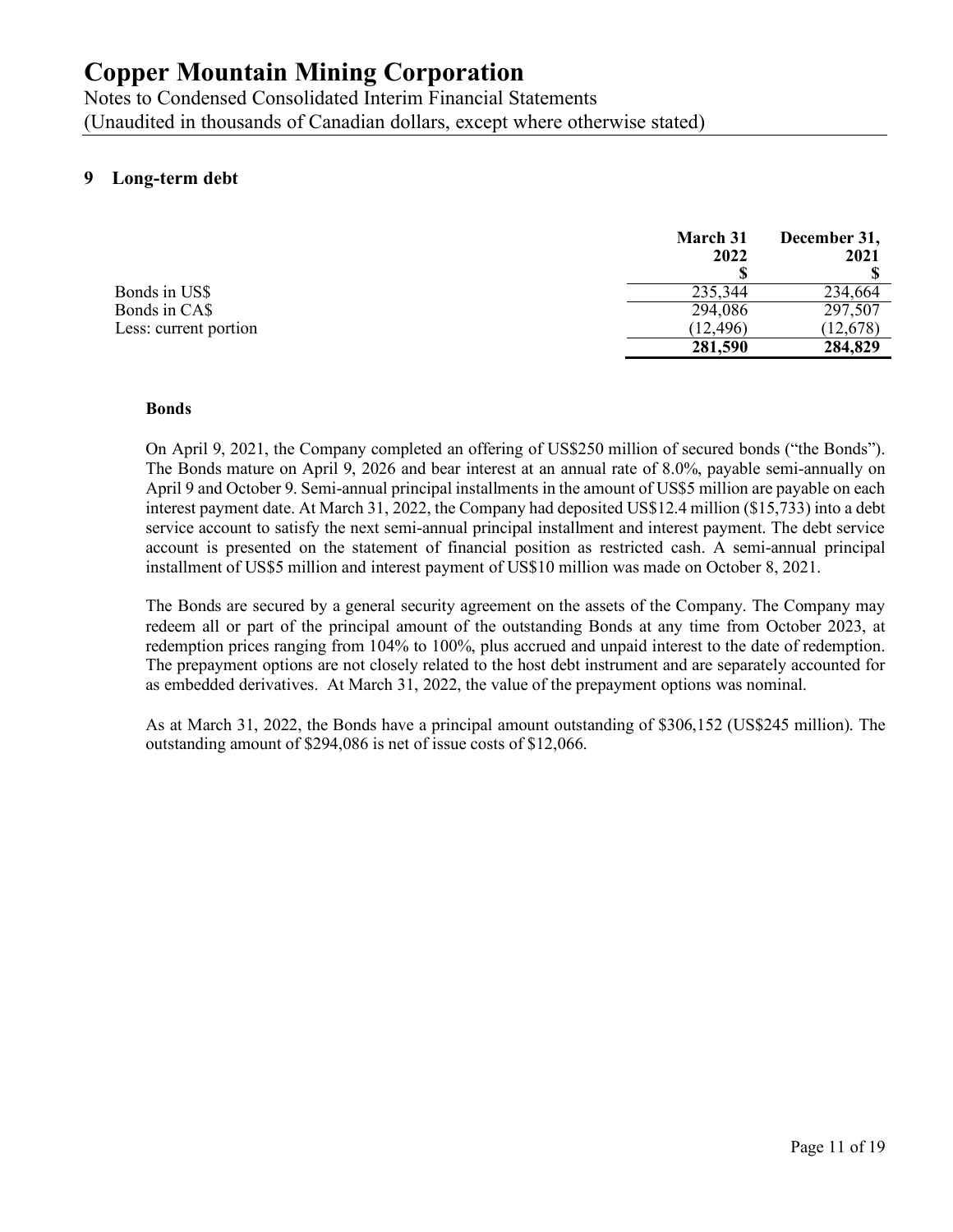# Copper Mountain Mining Corporation

Notes to Condensed Consolidated Interim Financial Statements
(Unaudited in thousands of Canadian dollars, except where otherwise stated)

## 9 Long-term debt

| | March 31 2022 $ | December 31, 2021 $ |
|---|---|---|
| Bonds in US$ | 235,344 | 234,664 |
| Bonds in CA$ | 294,086 | 297,507 |
| Less: current portion | (12,496) | (12,678) |
| | **281,590** | **284,829** |

### Bonds

On April 9, 2021, the Company completed an offering of US$250 million of secured bonds ("the Bonds"). The Bonds mature on April 9, 2026 and bear interest at an annual rate of 8.0%, payable semi-annually on April 9 and October 9. Semi-annual principal installments in the amount of US$5 million are payable on each interest payment date. At March 31, 2022, the Company had deposited US$12.4 million ($15,733) into a debt service account to satisfy the next semi-annual principal installment and interest payment. The debt service account is presented on the statement of financial position as restricted cash. A semi-annual principal installment of US$5 million and interest payment of US$10 million was made on October 8, 2021.

The Bonds are secured by a general security agreement on the assets of the Company. The Company may redeem all or part of the principal amount of the outstanding Bonds at any time from October 2023, at redemption prices ranging from 104% to 100%, plus accrued and unpaid interest to the date of redemption. The prepayment options are not closely related to the host debt instrument and are separately accounted for as embedded derivatives. At March 31, 2022, the value of the prepayment options was nominal.

As at March 31, 2022, the Bonds have a principal amount outstanding of $306,152 (US$245 million). The outstanding amount of $294,086 is net of issue costs of $12,066.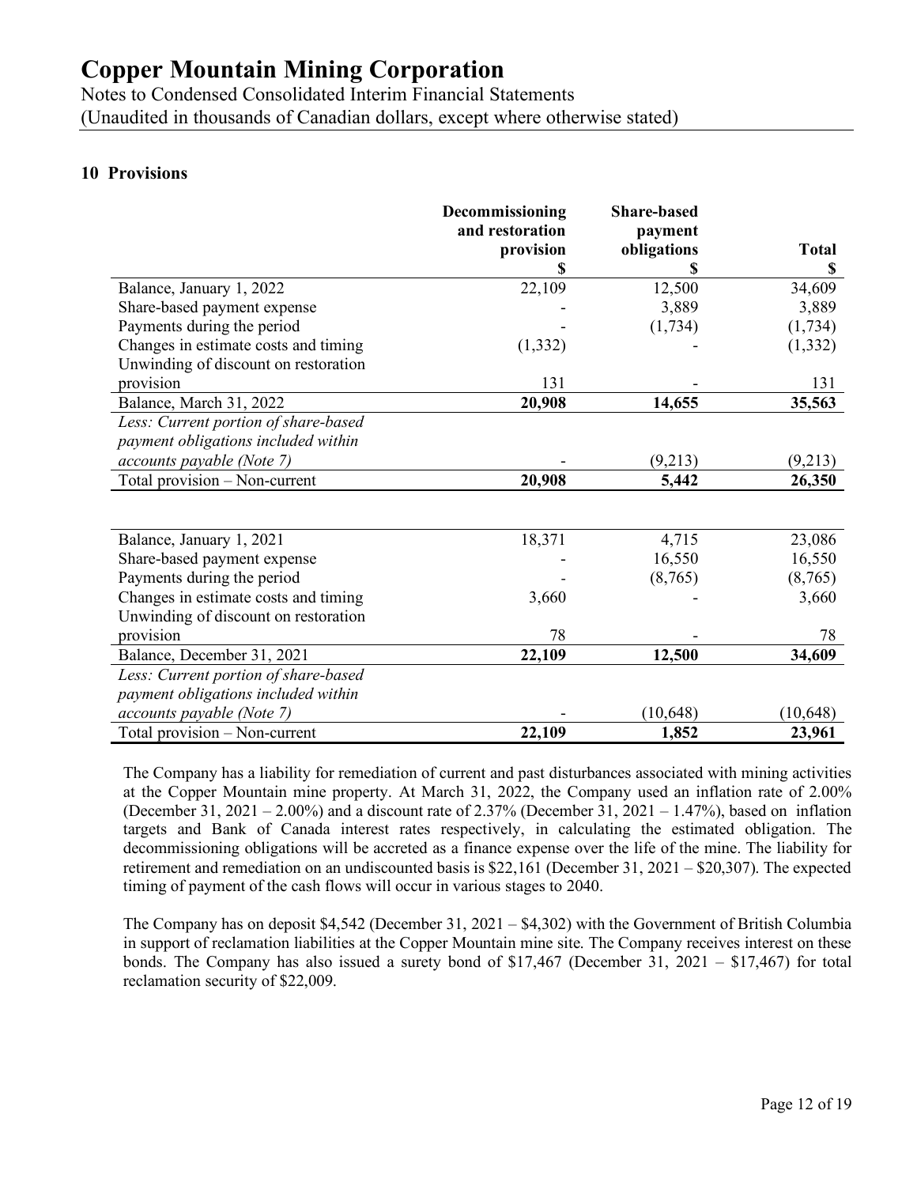## 10 Provisions

| | Decommissioning and restoration provision | Share-based payment obligations | Total |
|---|---|---|---|
| | $ | $ | $ |
| Balance, January 1, 2022 | 22,109 | 12,500 | 34,609 |
| Share-based payment expense | - | 3,889 | 3,889 |
| Payments during the period | - | (1,734) | (1,734) |
| Changes in estimate costs and timing | (1,332) | - | (1,332) |
| Unwinding of discount on restoration provision | 131 | - | 131 |
| **Balance, March 31, 2022** | **20,908** | **14,655** | **35,563** |
| *Less: Current portion of share-based payment obligations included within accounts payable (Note 7)* | - | (9,213) | (9,213) |
| Total provision – Non-current | **20,908** | **5,442** | **26,350** |

| | Decommissioning and restoration provision | Share-based payment obligations | Total |
|---|---|---|---|
| Balance, January 1, 2021 | 18,371 | 4,715 | 23,086 |
| Share-based payment expense | - | 16,550 | 16,550 |
| Payments during the period | - | (8,765) | (8,765) |
| Changes in estimate costs and timing | 3,660 | - | 3,660 |
| Unwinding of discount on restoration provision | 78 | - | 78 |
| Balance, December 31, 2021 | **22,109** | **12,500** | **34,609** |
| *Less: Current portion of share-based payment obligations included within accounts payable (Note 7)* | - | (10,648) | (10,648) |
| Total provision – Non-current | **22,109** | **1,852** | **23,961** |

The Company has a liability for remediation of current and past disturbances associated with mining activities at the Copper Mountain mine property. At March 31, 2022, the Company used an inflation rate of 2.00% (December 31, 2021 – 2.00%) and a discount rate of 2.37% (December 31, 2021 – 1.47%), based on inflation targets and Bank of Canada interest rates respectively, in calculating the estimated obligation. The decommissioning obligations will be accreted as a finance expense over the life of the mine. The liability for retirement and remediation on an undiscounted basis is $22,161 (December 31, 2021 – $20,307). The expected timing of payment of the cash flows will occur in various stages to 2040.

The Company has on deposit $4,542 (December 31, 2021 – $4,302) with the Government of British Columbia in support of reclamation liabilities at the Copper Mountain mine site. The Company receives interest on these bonds. The Company has also issued a surety bond of $17,467 (December 31, 2021 – $17,467) for total reclamation security of $22,009.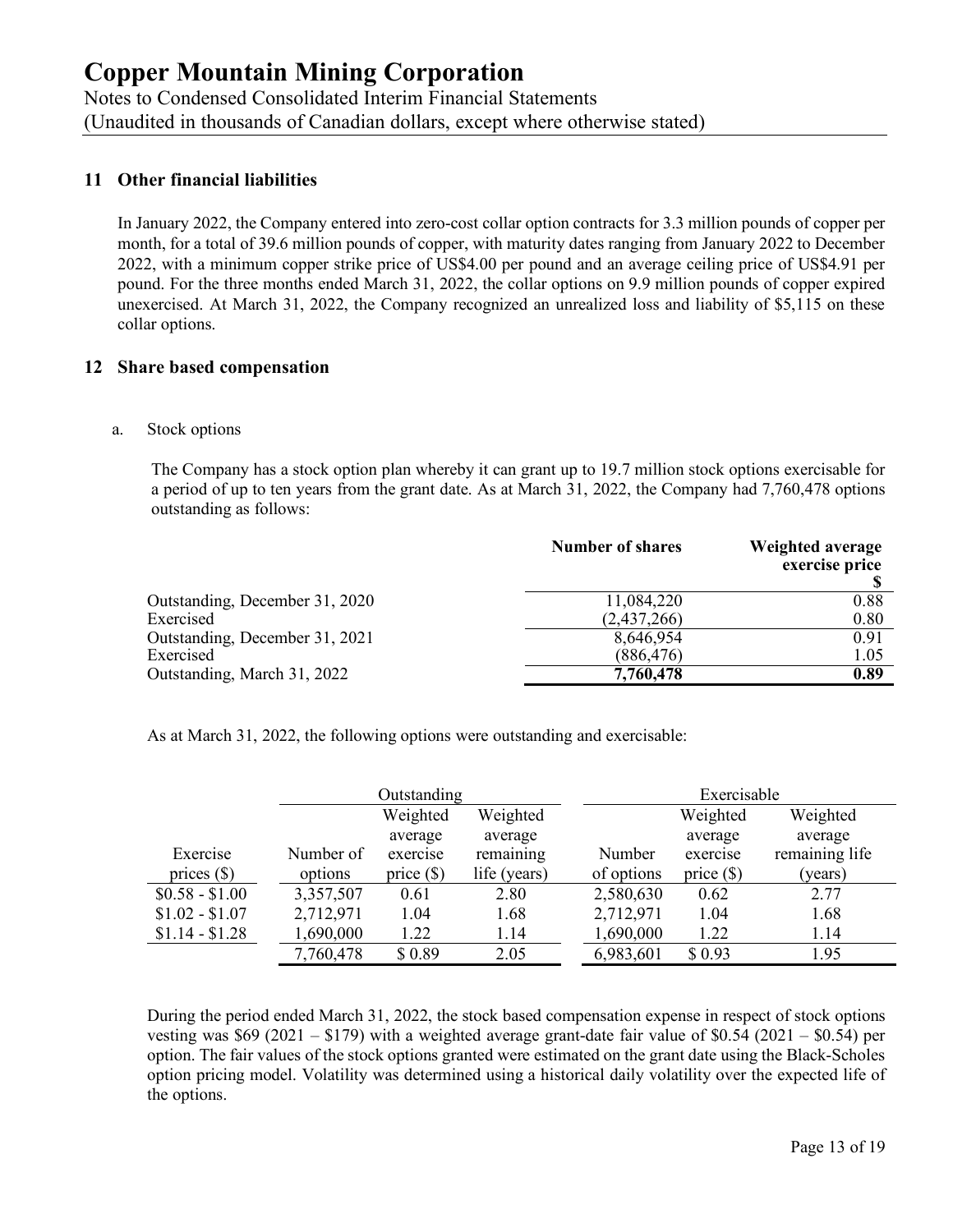# Copper Mountain Mining Corporation

Notes to Condensed Consolidated Interim Financial Statements
(Unaudited in thousands of Canadian dollars, except where otherwise stated)

## 11 Other financial liabilities

In January 2022, the Company entered into zero-cost collar option contracts for 3.3 million pounds of copper per month, for a total of 39.6 million pounds of copper, with maturity dates ranging from January 2022 to December 2022, with a minimum copper strike price of US$4.00 per pound and an average ceiling price of US$4.91 per pound. For the three months ended March 31, 2022, the collar options on 9.9 million pounds of copper expired unexercised. At March 31, 2022, the Company recognized an unrealized loss and liability of $5,115 on these collar options.

## 12 Share based compensation

a. Stock options

The Company has a stock option plan whereby it can grant up to 19.7 million stock options exercisable for a period of up to ten years from the grant date. As at March 31, 2022, the Company had 7,760,478 options outstanding as follows:

| | Number of shares | Weighted average exercise price $ |
|---|---|---|
| Outstanding, December 31, 2020 | 11,084,220 | 0.88 |
| Exercised | (2,437,266) | 0.80 |
| Outstanding, December 31, 2021 | 8,646,954 | 0.91 |
| Exercised | (886,476) | 1.05 |
| Outstanding, March 31, 2022 | **7,760,478** | **0.89** |

As at March 31, 2022, the following options were outstanding and exercisable:

| | Outstanding | | | Exercisable | | |
|---|---|---|---|---|---|---|
| Exercise prices ($) | Number of options | Weighted average exercise price ($) | Weighted average remaining life (years) | Number of options | Weighted average exercise price ($) | Weighted average remaining life (years) |
| $0.58 - $1.00 | 3,357,507 | 0.61 | 2.80 | 2,580,630 | 0.62 | 2.77 |
| $1.02 - $1.07 | 2,712,971 | 1.04 | 1.68 | 2,712,971 | 1.04 | 1.68 |
| $1.14 - $1.28 | 1,690,000 | 1.22 | 1.14 | 1,690,000 | 1.22 | 1.14 |
| | 7,760,478 | $ 0.89 | 2.05 | 6,983,601 | $ 0.93 | 1.95 |

During the period ended March 31, 2022, the stock based compensation expense in respect of stock options vesting was $69 (2021 – $179) with a weighted average grant-date fair value of $0.54 (2021 – $0.54) per option. The fair values of the stock options granted were estimated on the grant date using the Black-Scholes option pricing model. Volatility was determined using a historical daily volatility over the expected life of the options.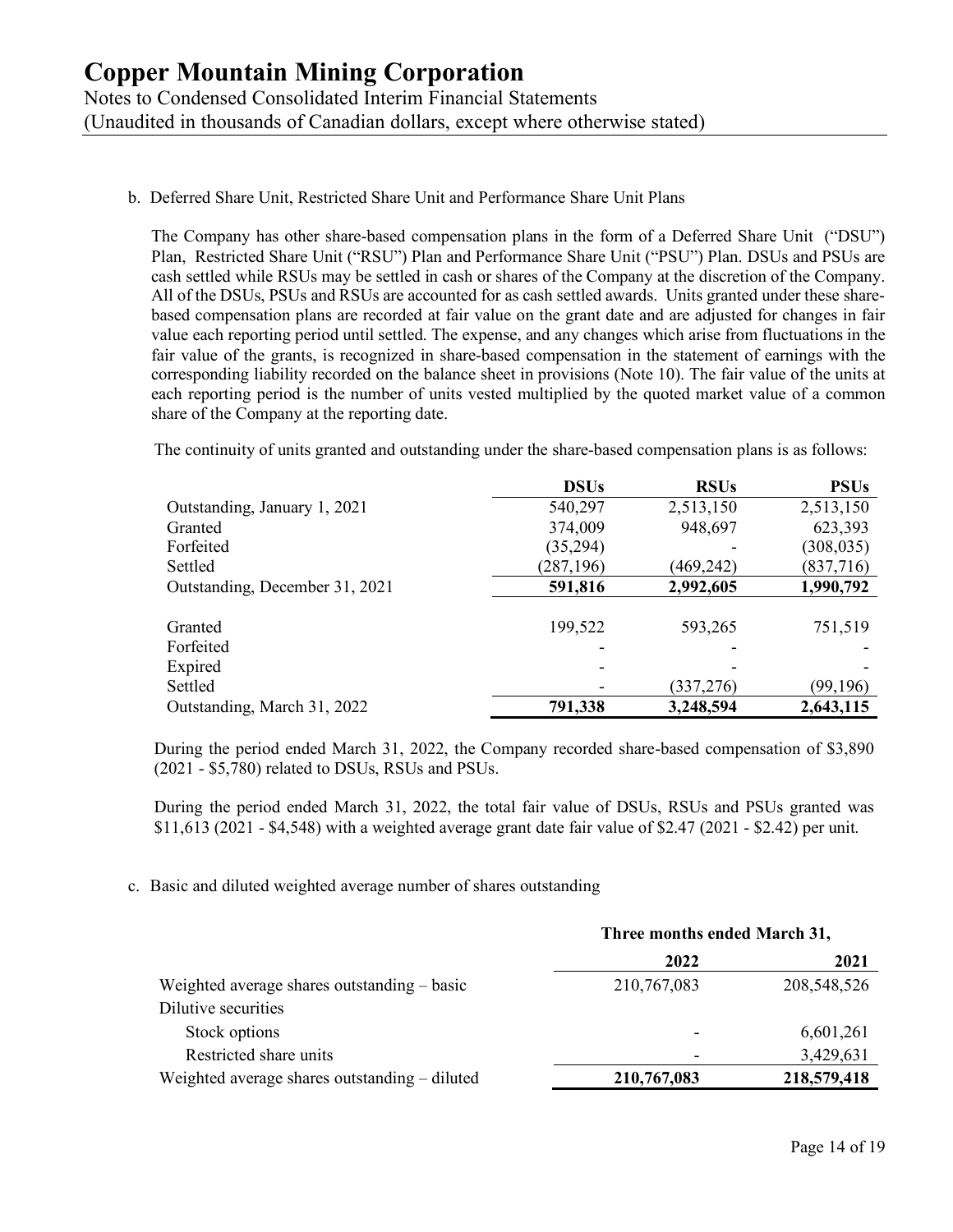b. Deferred Share Unit, Restricted Share Unit and Performance Share Unit Plans

The Company has other share-based compensation plans in the form of a Deferred Share Unit ("DSU") Plan, Restricted Share Unit ("RSU") Plan and Performance Share Unit ("PSU") Plan. DSUs and PSUs are cash settled while RSUs may be settled in cash or shares of the Company at the discretion of the Company. All of the DSUs, PSUs and RSUs are accounted for as cash settled awards. Units granted under these share-based compensation plans are recorded at fair value on the grant date and are adjusted for changes in fair value each reporting period until settled. The expense, and any changes which arise from fluctuations in the fair value of the grants, is recognized in share-based compensation in the statement of earnings with the corresponding liability recorded on the balance sheet in provisions (Note 10). The fair value of the units at each reporting period is the number of units vested multiplied by the quoted market value of a common share of the Company at the reporting date.

The continuity of units granted and outstanding under the share-based compensation plans is as follows:

| | DSUs | RSUs | PSUs |
|---|---|---|---|
| Outstanding, January 1, 2021 | 540,297 | 2,513,150 | 2,513,150 |
| Granted | 374,009 | 948,697 | 623,393 |
| Forfeited | (35,294) | - | (308,035) |
| Settled | (287,196) | (469,242) | (837,716) |
| **Outstanding, December 31, 2021** | **591,816** | **2,992,605** | **1,990,792** |
| Granted | 199,522 | 593,265 | 751,519 |
| Forfeited | - | - | - |
| Expired | - | - | - |
| Settled | - | (337,276) | (99,196) |
| **Outstanding, March 31, 2022** | **791,338** | **3,248,594** | **2,643,115** |

During the period ended March 31, 2022, the Company recorded share-based compensation of $3,890 (2021 - $5,780) related to DSUs, RSUs and PSUs.

During the period ended March 31, 2022, the total fair value of DSUs, RSUs and PSUs granted was $11,613 (2021 - $4,548) with a weighted average grant date fair value of $2.47 (2021 - $2.42) per unit.

c. Basic and diluted weighted average number of shares outstanding

| | Three months ended March 31, | |
|---|---|---|
| | 2022 | 2021 |
| Weighted average shares outstanding – basic | 210,767,083 | 208,548,526 |
| Dilutive securities | | |
| Stock options | - | 6,601,261 |
| Restricted share units | - | 3,429,631 |
| Weighted average shares outstanding – diluted | **210,767,083** | **218,579,418** |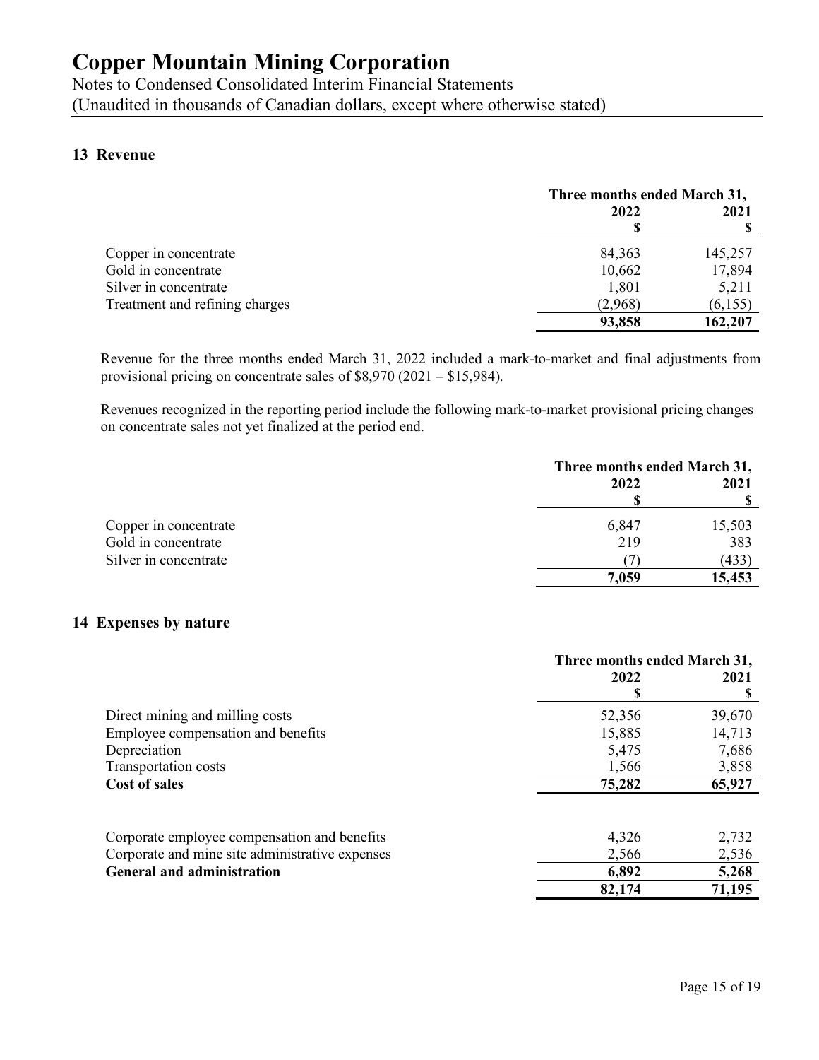# Copper Mountain Mining Corporation

Notes to Condensed Consolidated Interim Financial Statements
(Unaudited in thousands of Canadian dollars, except where otherwise stated)

## 13 Revenue

| | Three months ended March 31, | |
|---|---|---|
| | 2022 | 2021 |
| | $ | $ |
| Copper in concentrate | 84,363 | 145,257 |
| Gold in concentrate | 10,662 | 17,894 |
| Silver in concentrate | 1,801 | 5,211 |
| Treatment and refining charges | (2,968) | (6,155) |
| | **93,858** | **162,207** |

Revenue for the three months ended March 31, 2022 included a mark-to-market and final adjustments from provisional pricing on concentrate sales of $8,970 (2021 – $15,984).

Revenues recognized in the reporting period include the following mark-to-market provisional pricing changes on concentrate sales not yet finalized at the period end.

| | Three months ended March 31, | |
|---|---|---|
| | 2022 | 2021 |
| | $ | $ |
| Copper in concentrate | 6,847 | 15,503 |
| Gold in concentrate | 219 | 383 |
| Silver in concentrate | (7) | (433) |
| | **7,059** | **15,453** |

## 14 Expenses by nature

| | Three months ended March 31, | |
|---|---|---|
| | 2022 | 2021 |
| | $ | $ |
| Direct mining and milling costs | 52,356 | 39,670 |
| Employee compensation and benefits | 15,885 | 14,713 |
| Depreciation | 5,475 | 7,686 |
| Transportation costs | 1,566 | 3,858 |
| **Cost of sales** | **75,282** | **65,927** |
| | | |
| Corporate employee compensation and benefits | 4,326 | 2,732 |
| Corporate and mine site administrative expenses | 2,566 | 2,536 |
| **General and administration** | **6,892** | **5,268** |
| | **82,174** | **71,195** |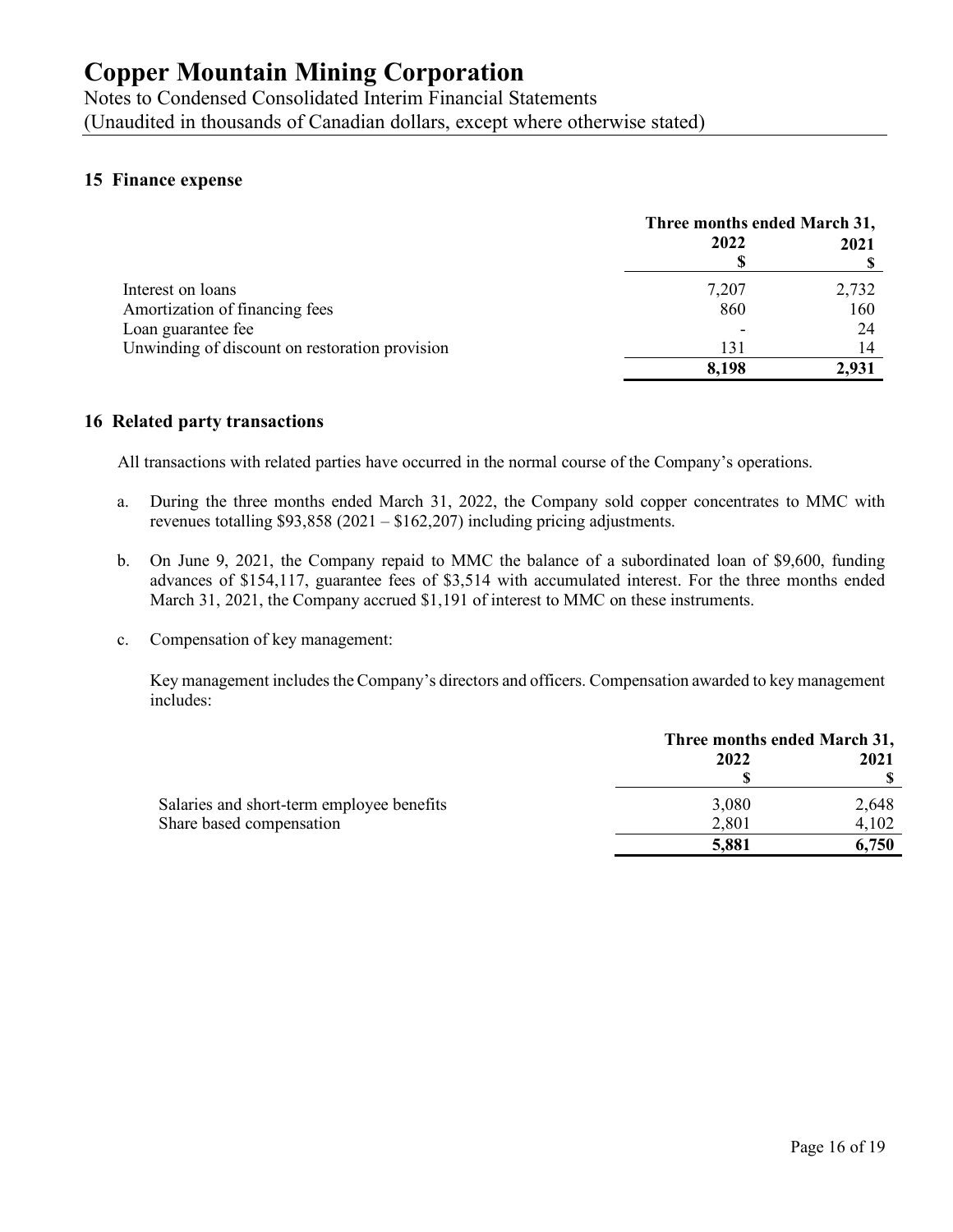# Copper Mountain Mining Corporation

Notes to Condensed Consolidated Interim Financial Statements
(Unaudited in thousands of Canadian dollars, except where otherwise stated)

## 15 Finance expense

| | Three months ended March 31, | |
|---|---|---|
| | 2022 | 2021 |
| | $ | $ |
| Interest on loans | 7,207 | 2,732 |
| Amortization of financing fees | 860 | 160 |
| Loan guarantee fee | - | 24 |
| Unwinding of discount on restoration provision | 131 | 14 |
| | **8,198** | **2,931** |

## 16 Related party transactions

All transactions with related parties have occurred in the normal course of the Company's operations.

a. During the three months ended March 31, 2022, the Company sold copper concentrates to MMC with revenues totalling $93,858 (2021 – $162,207) including pricing adjustments.

b. On June 9, 2021, the Company repaid to MMC the balance of a subordinated loan of $9,600, funding advances of $154,117, guarantee fees of $3,514 with accumulated interest. For the three months ended March 31, 2021, the Company accrued $1,191 of interest to MMC on these instruments.

c. Compensation of key management:

Key management includes the Company's directors and officers. Compensation awarded to key management includes:

| | Three months ended March 31, | |
|---|---|---|
| | 2022 | 2021 |
| | $ | $ |
| Salaries and short-term employee benefits | 3,080 | 2,648 |
| Share based compensation | 2,801 | 4,102 |
| | **5,881** | **6,750** |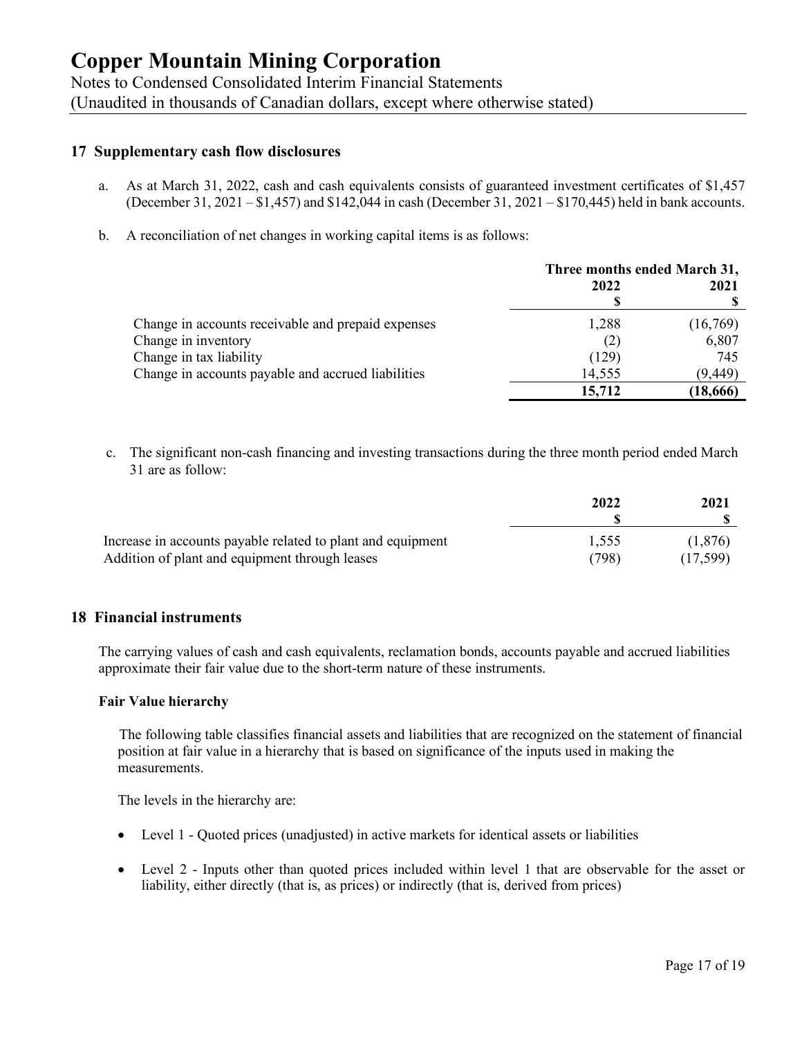## 17 Supplementary cash flow disclosures

a. As at March 31, 2022, cash and cash equivalents consists of guaranteed investment certificates of $1,457 (December 31, 2021 – $1,457) and $142,044 in cash (December 31, 2021 – $170,445) held in bank accounts.

b. A reconciliation of net changes in working capital items is as follows:

| | Three months ended March 31, | |
|---|---|---|
| | 2022 | 2021 |
| | $ | $ |
| Change in accounts receivable and prepaid expenses | 1,288 | (16,769) |
| Change in inventory | (2) | 6,807 |
| Change in tax liability | (129) | 745 |
| Change in accounts payable and accrued liabilities | 14,555 | (9,449) |
| | **15,712** | **(18,666)** |

c. The significant non-cash financing and investing transactions during the three month period ended March 31 are as follow:

| | 2022 | 2021 |
|---|---|---|
| | $ | $ |
| Increase in accounts payable related to plant and equipment | 1,555 | (1,876) |
| Addition of plant and equipment through leases | (798) | (17,599) |

## 18 Financial instruments

The carrying values of cash and cash equivalents, reclamation bonds, accounts payable and accrued liabilities approximate their fair value due to the short-term nature of these instruments.

### Fair Value hierarchy

The following table classifies financial assets and liabilities that are recognized on the statement of financial position at fair value in a hierarchy that is based on significance of the inputs used in making the measurements.

The levels in the hierarchy are:

- Level 1 - Quoted prices (unadjusted) in active markets for identical assets or liabilities
- Level 2 - Inputs other than quoted prices included within level 1 that are observable for the asset or liability, either directly (that is, as prices) or indirectly (that is, derived from prices)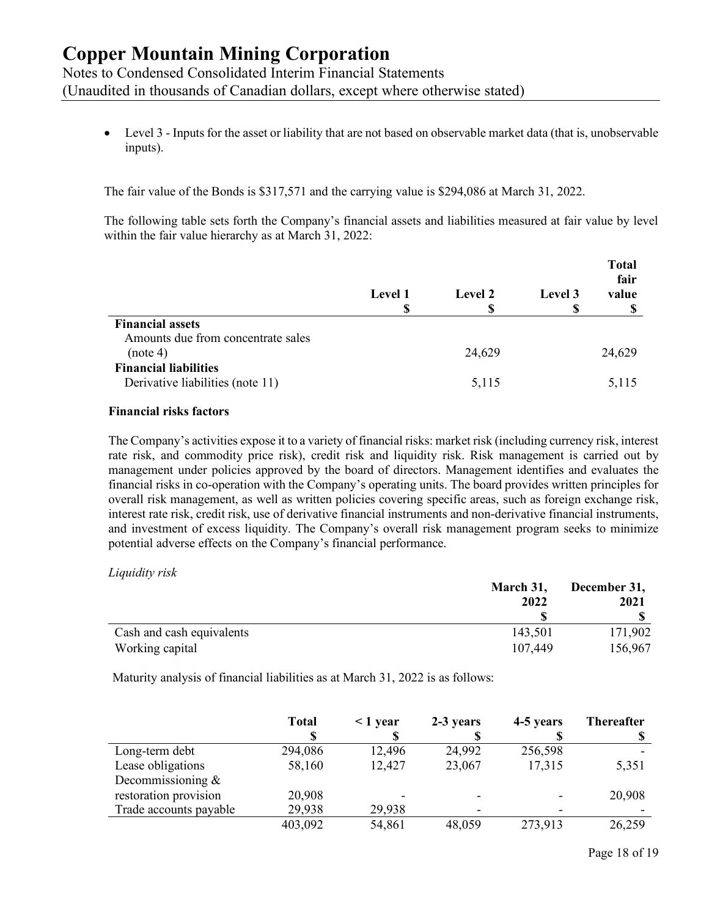- Level 3 - Inputs for the asset or liability that are not based on observable market data (that is, unobservable inputs).

The fair value of the Bonds is $317,571 and the carrying value is $294,086 at March 31, 2022.

The following table sets forth the Company's financial assets and liabilities measured at fair value by level within the fair value hierarchy as at March 31, 2022:

| | Level 1 $ | Level 2 $ | Level 3 $ | Total fair value $ |
|---|---|---|---|---|
| **Financial assets** | | | | |
| Amounts due from concentrate sales (note 4) | | 24,629 | | 24,629 |
| **Financial liabilities** | | | | |
| Derivative liabilities (note 11) | | 5,115 | | 5,115 |

**Financial risks factors**

The Company's activities expose it to a variety of financial risks: market risk (including currency risk, interest rate risk, and commodity price risk), credit risk and liquidity risk. Risk management is carried out by management under policies approved by the board of directors. Management identifies and evaluates the financial risks in co-operation with the Company's operating units. The board provides written principles for overall risk management, as well as written policies covering specific areas, such as foreign exchange risk, interest rate risk, credit risk, use of derivative financial instruments and non-derivative financial instruments, and investment of excess liquidity. The Company's overall risk management program seeks to minimize potential adverse effects on the Company's financial performance.

*Liquidity risk*

| | March 31, 2022 $ | December 31, 2021 $ |
|---|---|---|
| Cash and cash equivalents | 143,501 | 171,902 |
| Working capital | 107,449 | 156,967 |

Maturity analysis of financial liabilities as at March 31, 2022 is as follows:

| | Total $ | < 1 year $ | 2-3 years $ | 4-5 years $ | Thereafter $ |
|---|---|---|---|---|---|
| Long-term debt | 294,086 | 12,496 | 24,992 | 256,598 | - |
| Lease obligations | 58,160 | 12,427 | 23,067 | 17,315 | 5,351 |
| Decommissioning & restoration provision | 20,908 | - | - | - | 20,908 |
| Trade accounts payable | 29,938 | 29,938 | - | - | - |
| | 403,092 | 54,861 | 48,059 | 273,913 | 26,259 |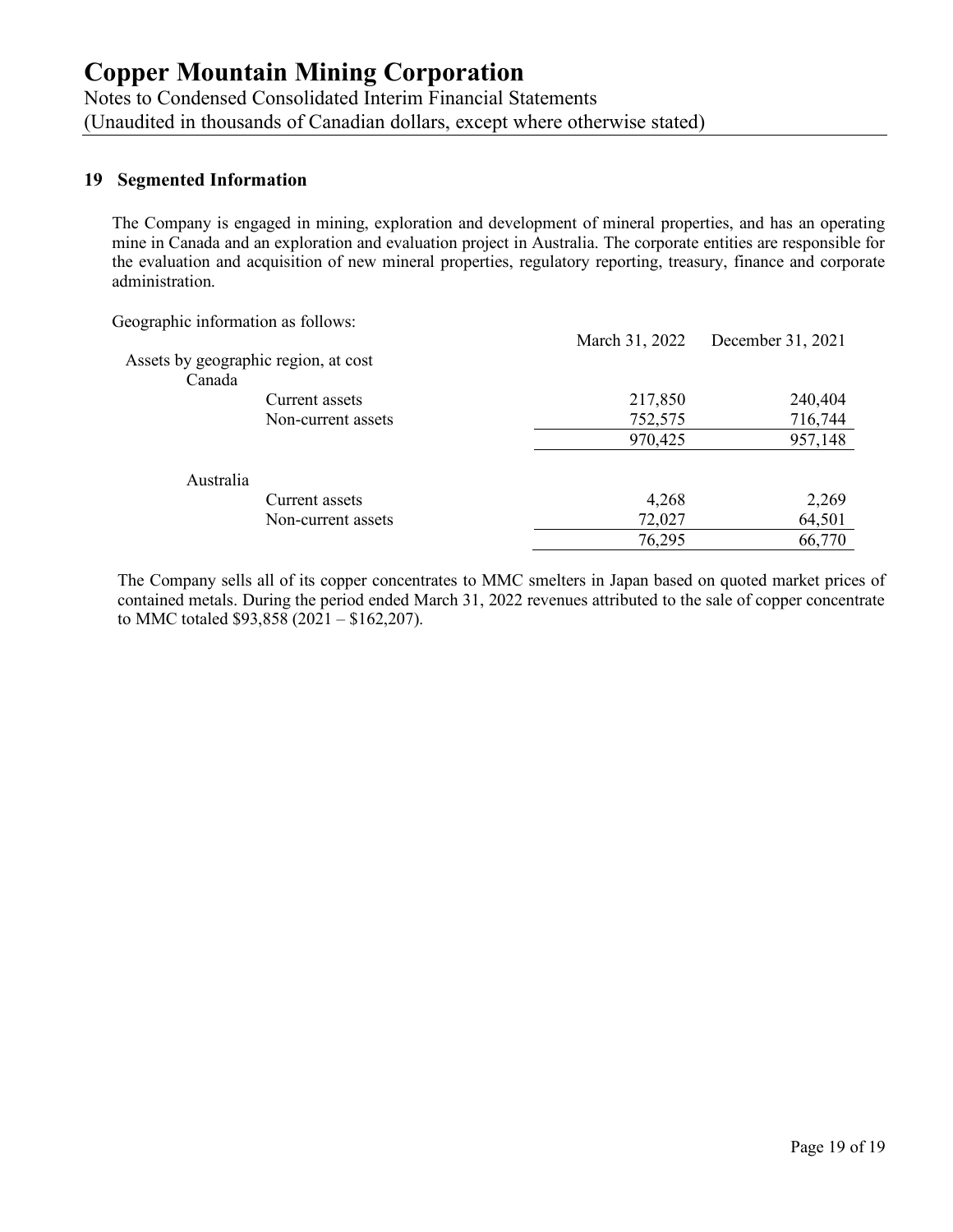## 19 Segmented Information

The Company is engaged in mining, exploration and development of mineral properties, and has an operating mine in Canada and an exploration and evaluation project in Australia. The corporate entities are responsible for the evaluation and acquisition of new mineral properties, regulatory reporting, treasury, finance and corporate administration.

Geographic information as follows:

| | March 31, 2022 | December 31, 2021 |
|---|---|---|
| Assets by geographic region, at cost | | |
| Canada | | |
| Current assets | 217,850 | 240,404 |
| Non-current assets | 752,575 | 716,744 |
| | 970,425 | 957,148 |
| Australia | | |
| Current assets | 4,268 | 2,269 |
| Non-current assets | 72,027 | 64,501 |
| | 76,295 | 66,770 |

The Company sells all of its copper concentrates to MMC smelters in Japan based on quoted market prices of contained metals. During the period ended March 31, 2022 revenues attributed to the sale of copper concentrate to MMC totaled $93,858 (2021 – $162,207).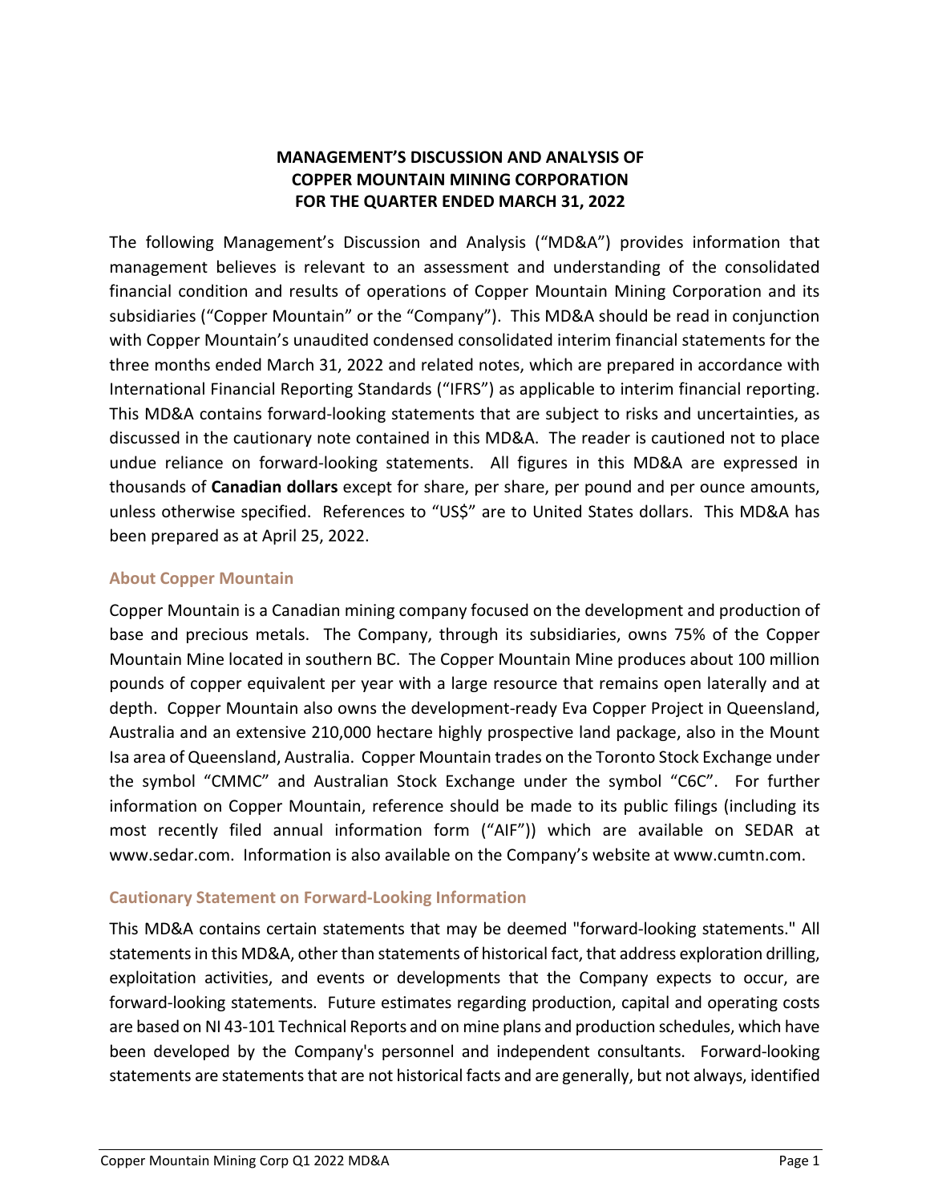# MANAGEMENT'S DISCUSSION AND ANALYSIS OF COPPER MOUNTAIN MINING CORPORATION FOR THE QUARTER ENDED MARCH 31, 2022

The following Management's Discussion and Analysis ("MD&A") provides information that management believes is relevant to an assessment and understanding of the consolidated financial condition and results of operations of Copper Mountain Mining Corporation and its subsidiaries ("Copper Mountain" or the "Company"). This MD&A should be read in conjunction with Copper Mountain's unaudited condensed consolidated interim financial statements for the three months ended March 31, 2022 and related notes, which are prepared in accordance with International Financial Reporting Standards ("IFRS") as applicable to interim financial reporting. This MD&A contains forward-looking statements that are subject to risks and uncertainties, as discussed in the cautionary note contained in this MD&A. The reader is cautioned not to place undue reliance on forward-looking statements. All figures in this MD&A are expressed in thousands of **Canadian dollars** except for share, per share, per pound and per ounce amounts, unless otherwise specified. References to "US$" are to United States dollars. This MD&A has been prepared as at April 25, 2022.

## About Copper Mountain

Copper Mountain is a Canadian mining company focused on the development and production of base and precious metals. The Company, through its subsidiaries, owns 75% of the Copper Mountain Mine located in southern BC. The Copper Mountain Mine produces about 100 million pounds of copper equivalent per year with a large resource that remains open laterally and at depth. Copper Mountain also owns the development-ready Eva Copper Project in Queensland, Australia and an extensive 210,000 hectare highly prospective land package, also in the Mount Isa area of Queensland, Australia. Copper Mountain trades on the Toronto Stock Exchange under the symbol "CMMC" and Australian Stock Exchange under the symbol "C6C". For further information on Copper Mountain, reference should be made to its public filings (including its most recently filed annual information form ("AIF")) which are available on SEDAR at www.sedar.com. Information is also available on the Company's website at www.cumtn.com.

## Cautionary Statement on Forward-Looking Information

This MD&A contains certain statements that may be deemed "forward-looking statements." All statements in this MD&A, other than statements of historical fact, that address exploration drilling, exploitation activities, and events or developments that the Company expects to occur, are forward-looking statements. Future estimates regarding production, capital and operating costs are based on NI 43-101 Technical Reports and on mine plans and production schedules, which have been developed by the Company's personnel and independent consultants. Forward-looking statements are statements that are not historical facts and are generally, but not always, identified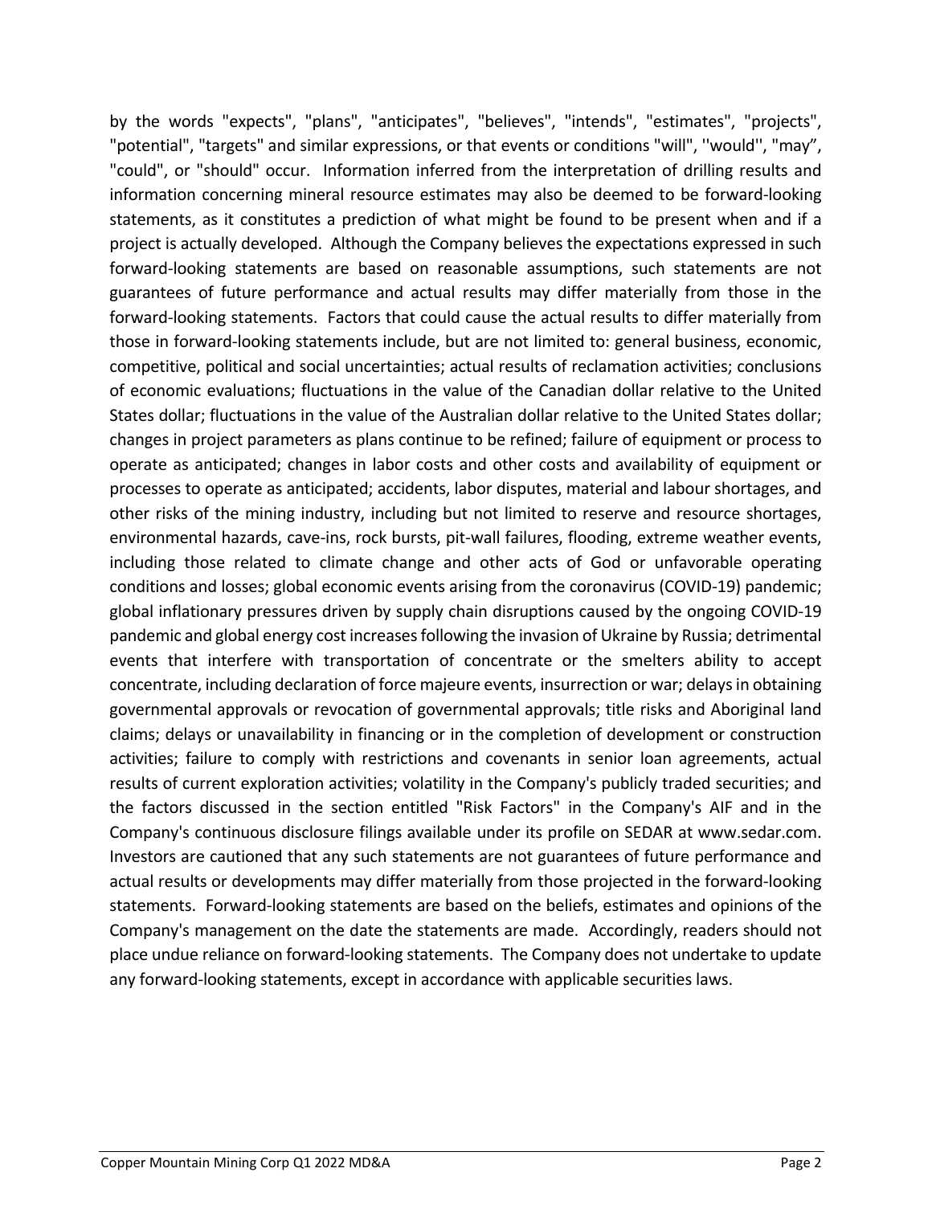by the words "expects", "plans", "anticipates", "believes", "intends", "estimates", "projects", "potential", "targets" and similar expressions, or that events or conditions "will", ''would'', "may”, "could", or "should" occur. Information inferred from the interpretation of drilling results and information concerning mineral resource estimates may also be deemed to be forward-looking statements, as it constitutes a prediction of what might be found to be present when and if a project is actually developed. Although the Company believes the expectations expressed in such forward-looking statements are based on reasonable assumptions, such statements are not guarantees of future performance and actual results may differ materially from those in the forward-looking statements. Factors that could cause the actual results to differ materially from those in forward-looking statements include, but are not limited to: general business, economic, competitive, political and social uncertainties; actual results of reclamation activities; conclusions of economic evaluations; fluctuations in the value of the Canadian dollar relative to the United States dollar; fluctuations in the value of the Australian dollar relative to the United States dollar; changes in project parameters as plans continue to be refined; failure of equipment or process to operate as anticipated; changes in labor costs and other costs and availability of equipment or processes to operate as anticipated; accidents, labor disputes, material and labour shortages, and other risks of the mining industry, including but not limited to reserve and resource shortages, environmental hazards, cave-ins, rock bursts, pit-wall failures, flooding, extreme weather events, including those related to climate change and other acts of God or unfavorable operating conditions and losses; global economic events arising from the coronavirus (COVID-19) pandemic; global inflationary pressures driven by supply chain disruptions caused by the ongoing COVID-19 pandemic and global energy cost increases following the invasion of Ukraine by Russia; detrimental events that interfere with transportation of concentrate or the smelters ability to accept concentrate, including declaration of force majeure events, insurrection or war; delays in obtaining governmental approvals or revocation of governmental approvals; title risks and Aboriginal land claims; delays or unavailability in financing or in the completion of development or construction activities; failure to comply with restrictions and covenants in senior loan agreements, actual results of current exploration activities; volatility in the Company's publicly traded securities; and the factors discussed in the section entitled "Risk Factors" in the Company's AIF and in the Company's continuous disclosure filings available under its profile on SEDAR at www.sedar.com. Investors are cautioned that any such statements are not guarantees of future performance and actual results or developments may differ materially from those projected in the forward-looking statements. Forward-looking statements are based on the beliefs, estimates and opinions of the Company's management on the date the statements are made. Accordingly, readers should not place undue reliance on forward-looking statements. The Company does not undertake to update any forward-looking statements, except in accordance with applicable securities laws.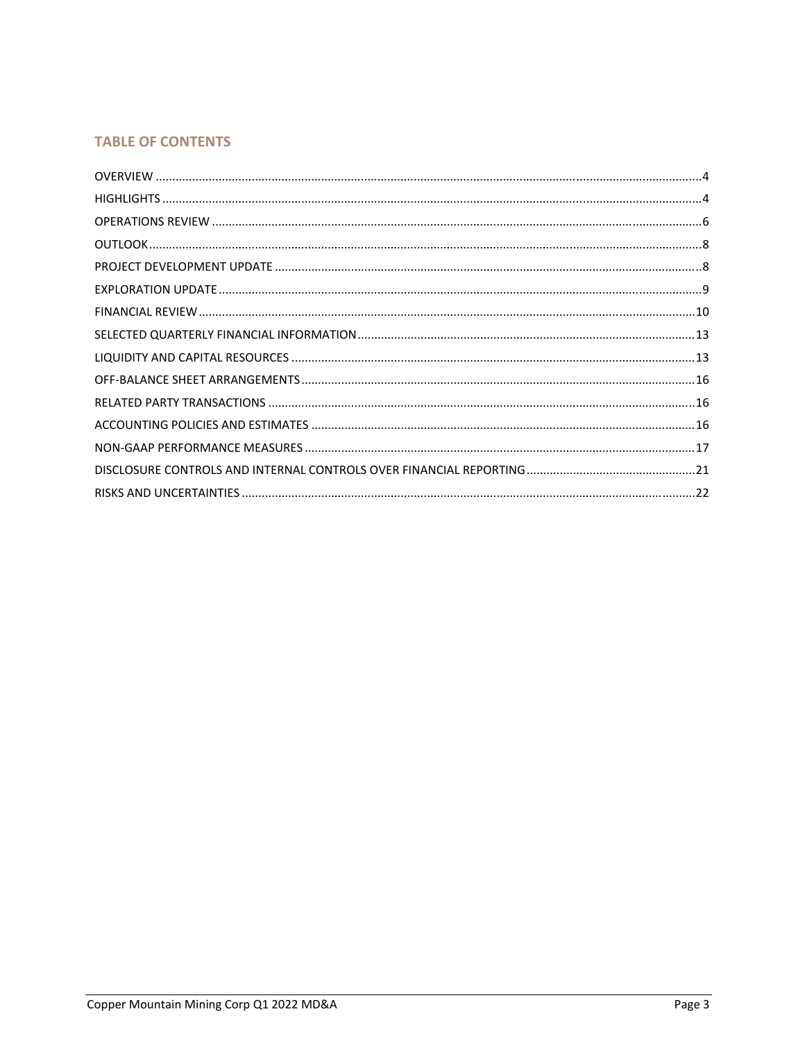## TABLE OF CONTENTS

| | |
|---|---|
| OVERVIEW | 4 |
| HIGHLIGHTS | 4 |
| OPERATIONS REVIEW | 6 |
| OUTLOOK | 8 |
| PROJECT DEVELOPMENT UPDATE | 8 |
| EXPLORATION UPDATE | 9 |
| FINANCIAL REVIEW | 10 |
| SELECTED QUARTERLY FINANCIAL INFORMATION | 13 |
| LIQUIDITY AND CAPITAL RESOURCES | 13 |
| OFF-BALANCE SHEET ARRANGEMENTS | 16 |
| RELATED PARTY TRANSACTIONS | 16 |
| ACCOUNTING POLICIES AND ESTIMATES | 16 |
| NON-GAAP PERFORMANCE MEASURES | 17 |
| DISCLOSURE CONTROLS AND INTERNAL CONTROLS OVER FINANCIAL REPORTING | 21 |
| RISKS AND UNCERTAINTIES | 22 |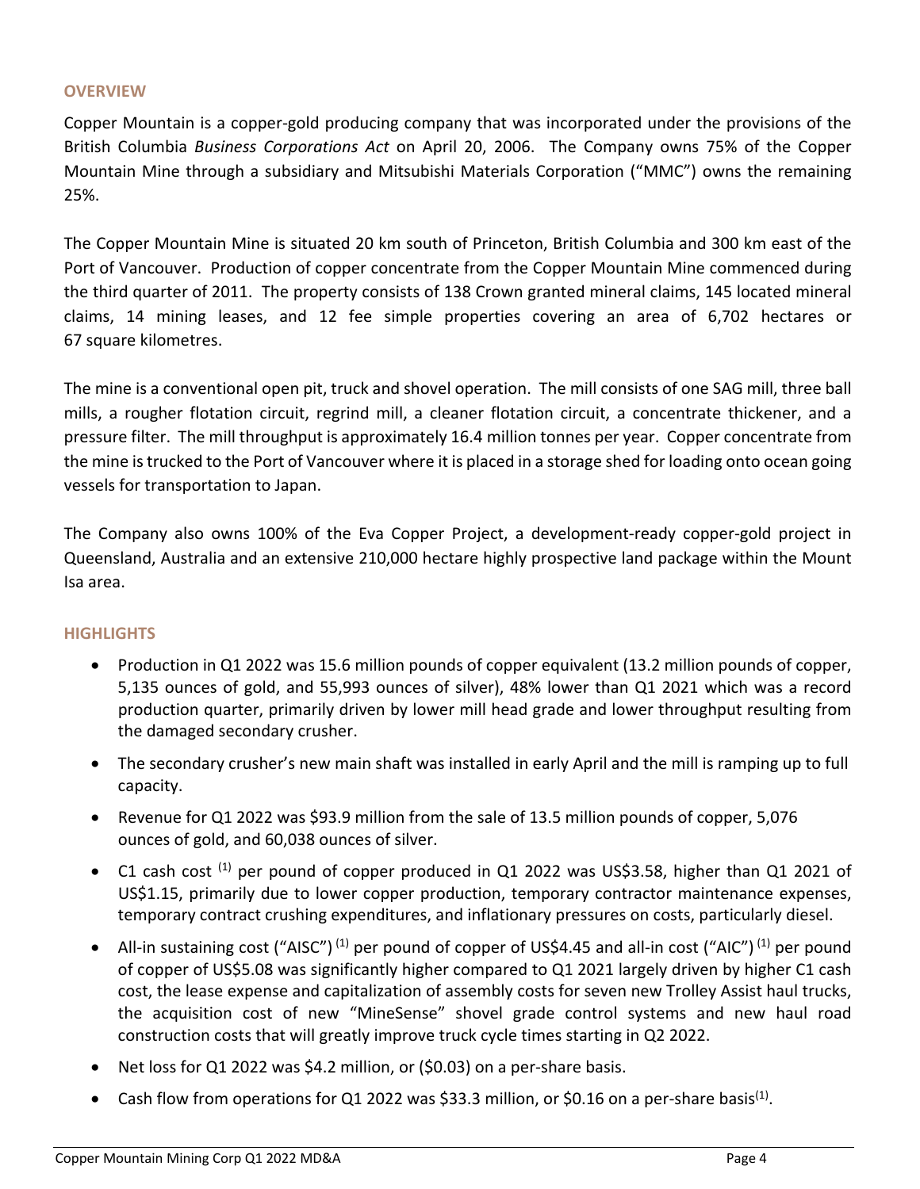## OVERVIEW

Copper Mountain is a copper-gold producing company that was incorporated under the provisions of the British Columbia *Business Corporations Act* on April 20, 2006. The Company owns 75% of the Copper Mountain Mine through a subsidiary and Mitsubishi Materials Corporation ("MMC") owns the remaining 25%.

The Copper Mountain Mine is situated 20 km south of Princeton, British Columbia and 300 km east of the Port of Vancouver. Production of copper concentrate from the Copper Mountain Mine commenced during the third quarter of 2011. The property consists of 138 Crown granted mineral claims, 145 located mineral claims, 14 mining leases, and 12 fee simple properties covering an area of 6,702 hectares or 67 square kilometres.

The mine is a conventional open pit, truck and shovel operation. The mill consists of one SAG mill, three ball mills, a rougher flotation circuit, regrind mill, a cleaner flotation circuit, a concentrate thickener, and a pressure filter. The mill throughput is approximately 16.4 million tonnes per year. Copper concentrate from the mine is trucked to the Port of Vancouver where it is placed in a storage shed for loading onto ocean going vessels for transportation to Japan.

The Company also owns 100% of the Eva Copper Project, a development-ready copper-gold project in Queensland, Australia and an extensive 210,000 hectare highly prospective land package within the Mount Isa area.

## HIGHLIGHTS

- Production in Q1 2022 was 15.6 million pounds of copper equivalent (13.2 million pounds of copper, 5,135 ounces of gold, and 55,993 ounces of silver), 48% lower than Q1 2021 which was a record production quarter, primarily driven by lower mill head grade and lower throughput resulting from the damaged secondary crusher.
- The secondary crusher's new main shaft was installed in early April and the mill is ramping up to full capacity.
- Revenue for Q1 2022 was $93.9 million from the sale of 13.5 million pounds of copper, 5,076 ounces of gold, and 60,038 ounces of silver.
- C1 cash cost [(1)] per pound of copper produced in Q1 2022 was US$3.58, higher than Q1 2021 of US$1.15, primarily due to lower copper production, temporary contractor maintenance expenses, temporary contract crushing expenditures, and inflationary pressures on costs, particularly diesel.
- All-in sustaining cost ("AISC") [(1)] per pound of copper of US$4.45 and all-in cost ("AIC") [(1)] per pound of copper of US$5.08 was significantly higher compared to Q1 2021 largely driven by higher C1 cash cost, the lease expense and capitalization of assembly costs for seven new Trolley Assist haul trucks, the acquisition cost of new "MineSense" shovel grade control systems and new haul road construction costs that will greatly improve truck cycle times starting in Q2 2022.
- Net loss for Q1 2022 was $4.2 million, or ($0.03) on a per-share basis.
- Cash flow from operations for Q1 2022 was $33.3 million, or $0.16 on a per-share basis[(1)].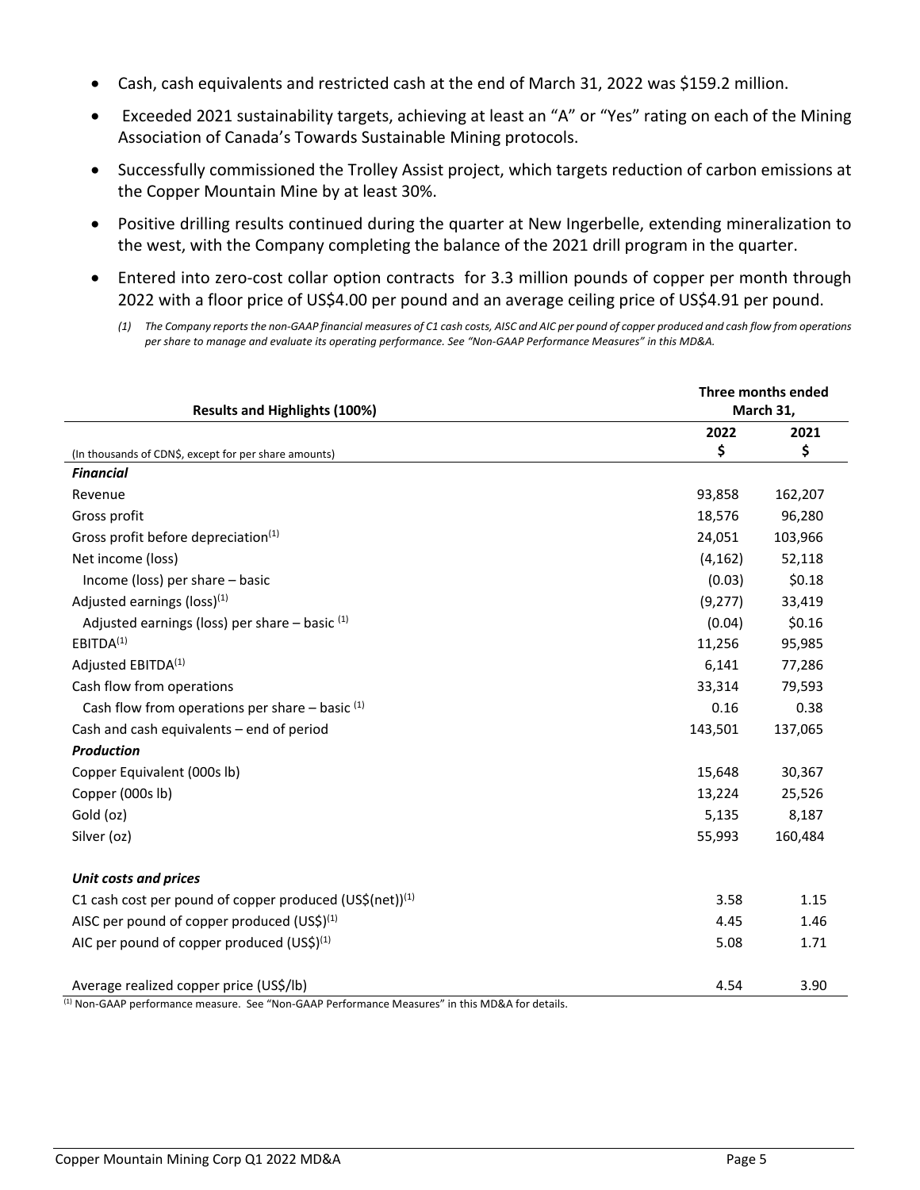- Cash, cash equivalents and restricted cash at the end of March 31, 2022 was $159.2 million.
- Exceeded 2021 sustainability targets, achieving at least an "A" or "Yes" rating on each of the Mining Association of Canada's Towards Sustainable Mining protocols.
- Successfully commissioned the Trolley Assist project, which targets reduction of carbon emissions at the Copper Mountain Mine by at least 30%.
- Positive drilling results continued during the quarter at New Ingerbelle, extending mineralization to the west, with the Company completing the balance of the 2021 drill program in the quarter.
- Entered into zero-cost collar option contracts for 3.3 million pounds of copper per month through 2022 with a floor price of US$4.00 per pound and an average ceiling price of US$4.91 per pound.

  *(1) The Company reports the non-GAAP financial measures of C1 cash costs, AISC and AIC per pound of copper produced and cash flow from operations per share to manage and evaluate its operating performance. See "Non-GAAP Performance Measures" in this MD&A.*

| Results and Highlights (100%) | Three months ended March 31, | |
|---|---|---|
| | 2022 | 2021 |
| (In thousands of CDN$, except for per share amounts) | $ | $ |
| ***Financial*** | | |
| Revenue | 93,858 | 162,207 |
| Gross profit | 18,576 | 96,280 |
| Gross profit before depreciation[(1)] | 24,051 | 103,966 |
| Net income (loss) | (4,162) | 52,118 |
| Income (loss) per share – basic | (0.03) | $0.18 |
| Adjusted earnings (loss)[(1)] | (9,277) | 33,419 |
| Adjusted earnings (loss) per share – basic [(1)] | (0.04) | $0.16 |
| EBITDA[(1)] | 11,256 | 95,985 |
| Adjusted EBITDA[(1)] | 6,141 | 77,286 |
| Cash flow from operations | 33,314 | 79,593 |
| Cash flow from operations per share – basic [(1)] | 0.16 | 0.38 |
| Cash and cash equivalents – end of period | 143,501 | 137,065 |
| ***Production*** | | |
| Copper Equivalent (000s lb) | 15,648 | 30,367 |
| Copper (000s lb) | 13,224 | 25,526 |
| Gold (oz) | 5,135 | 8,187 |
| Silver (oz) | 55,993 | 160,484 |
| | | |
| ***Unit costs and prices*** | | |
| C1 cash cost per pound of copper produced (US$(net))[(1)] | 3.58 | 1.15 |
| AISC per pound of copper produced (US$)[(1)] | 4.45 | 1.46 |
| AIC per pound of copper produced (US$)[(1)] | 5.08 | 1.71 |
| | | |
| Average realized copper price (US$/lb) | 4.54 | 3.90 |

[(1)] Non-GAAP performance measure. See "Non-GAAP Performance Measures" in this MD&A for details.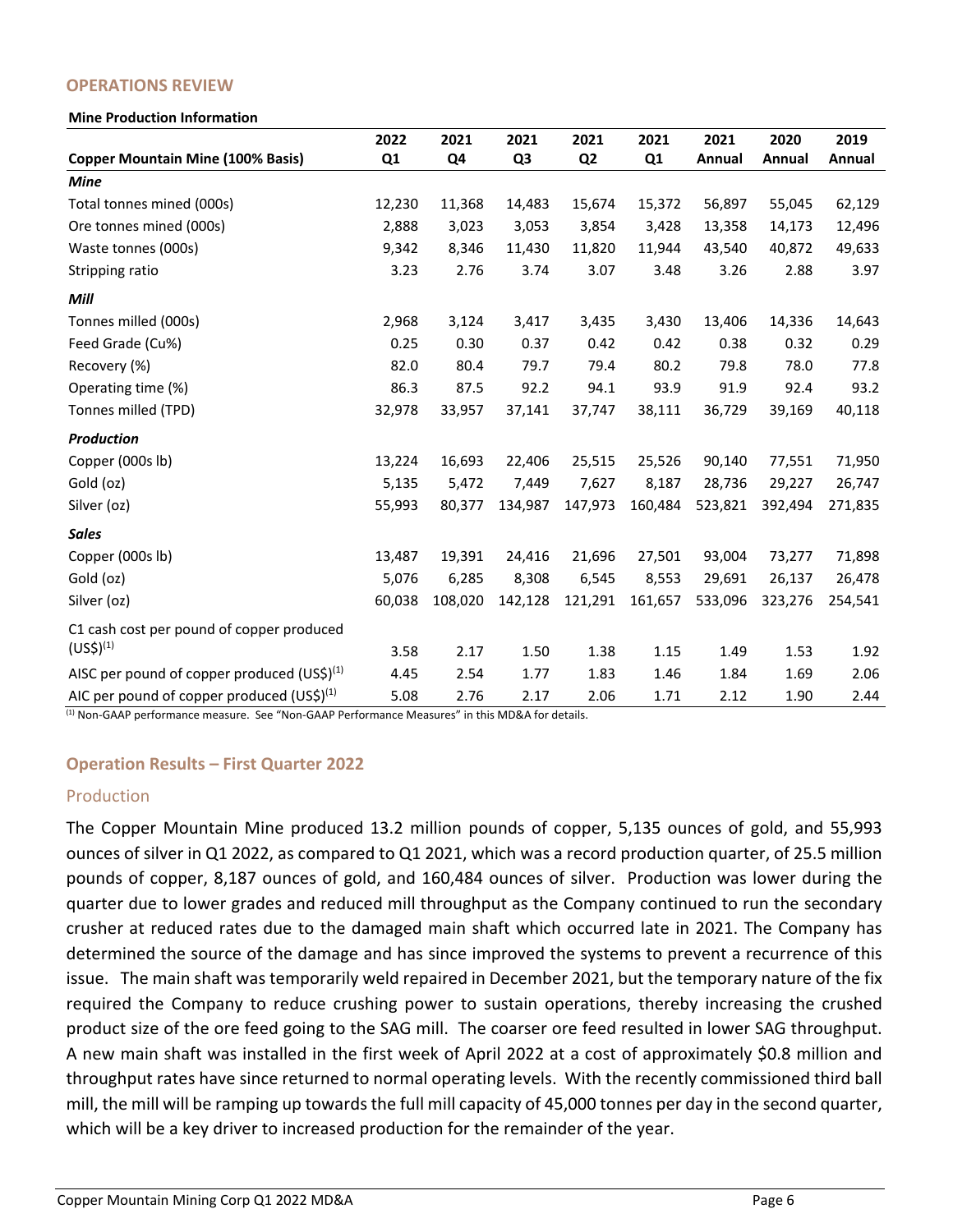## OPERATIONS REVIEW

**Mine Production Information**

| Copper Mountain Mine (100% Basis) | 2022 Q1 | 2021 Q4 | 2021 Q3 | 2021 Q2 | 2021 Q1 | 2021 Annual | 2020 Annual | 2019 Annual |
|---|---|---|---|---|---|---|---|---|
| ***Mine*** | | | | | | | | |
| Total tonnes mined (000s) | 12,230 | 11,368 | 14,483 | 15,674 | 15,372 | 56,897 | 55,045 | 62,129 |
| Ore tonnes mined (000s) | 2,888 | 3,023 | 3,053 | 3,854 | 3,428 | 13,358 | 14,173 | 12,496 |
| Waste tonnes (000s) | 9,342 | 8,346 | 11,430 | 11,820 | 11,944 | 43,540 | 40,872 | 49,633 |
| Stripping ratio | 3.23 | 2.76 | 3.74 | 3.07 | 3.48 | 3.26 | 2.88 | 3.97 |
| ***Mill*** | | | | | | | | |
| Tonnes milled (000s) | 2,968 | 3,124 | 3,417 | 3,435 | 3,430 | 13,406 | 14,336 | 14,643 |
| Feed Grade (Cu%) | 0.25 | 0.30 | 0.37 | 0.42 | 0.42 | 0.38 | 0.32 | 0.29 |
| Recovery (%) | 82.0 | 80.4 | 79.7 | 79.4 | 80.2 | 79.8 | 78.0 | 77.8 |
| Operating time (%) | 86.3 | 87.5 | 92.2 | 94.1 | 93.9 | 91.9 | 92.4 | 93.2 |
| Tonnes milled (TPD) | 32,978 | 33,957 | 37,141 | 37,747 | 38,111 | 36,729 | 39,169 | 40,118 |
| ***Production*** | | | | | | | | |
| Copper (000s lb) | 13,224 | 16,693 | 22,406 | 25,515 | 25,526 | 90,140 | 77,551 | 71,950 |
| Gold (oz) | 5,135 | 5,472 | 7,449 | 7,627 | 8,187 | 28,736 | 29,227 | 26,747 |
| Silver (oz) | 55,993 | 80,377 | 134,987 | 147,973 | 160,484 | 523,821 | 392,494 | 271,835 |
| ***Sales*** | | | | | | | | |
| Copper (000s lb) | 13,487 | 19,391 | 24,416 | 21,696 | 27,501 | 93,004 | 73,277 | 71,898 |
| Gold (oz) | 5,076 | 6,285 | 8,308 | 6,545 | 8,553 | 29,691 | 26,137 | 26,478 |
| Silver (oz) | 60,038 | 108,020 | 142,128 | 121,291 | 161,657 | 533,096 | 323,276 | 254,541 |
| C1 cash cost per pound of copper produced (US$)[1] | 3.58 | 2.17 | 1.50 | 1.38 | 1.15 | 1.49 | 1.53 | 1.92 |
| AISC per pound of copper produced (US$)[1] | 4.45 | 2.54 | 1.77 | 1.83 | 1.46 | 1.84 | 1.69 | 2.06 |
| AIC per pound of copper produced (US$)[1] | 5.08 | 2.76 | 2.17 | 2.06 | 1.71 | 2.12 | 1.90 | 2.44 |

[1] Non-GAAP performance measure. See "Non-GAAP Performance Measures" in this MD&A for details.

### Operation Results – First Quarter 2022

#### Production

The Copper Mountain Mine produced 13.2 million pounds of copper, 5,135 ounces of gold, and 55,993 ounces of silver in Q1 2022, as compared to Q1 2021, which was a record production quarter, of 25.5 million pounds of copper, 8,187 ounces of gold, and 160,484 ounces of silver. Production was lower during the quarter due to lower grades and reduced mill throughput as the Company continued to run the secondary crusher at reduced rates due to the damaged main shaft which occurred late in 2021. The Company has determined the source of the damage and has since improved the systems to prevent a recurrence of this issue. The main shaft was temporarily weld repaired in December 2021, but the temporary nature of the fix required the Company to reduce crushing power to sustain operations, thereby increasing the crushed product size of the ore feed going to the SAG mill. The coarser ore feed resulted in lower SAG throughput. A new main shaft was installed in the first week of April 2022 at a cost of approximately $0.8 million and throughput rates have since returned to normal operating levels. With the recently commissioned third ball mill, the mill will be ramping up towards the full mill capacity of 45,000 tonnes per day in the second quarter, which will be a key driver to increased production for the remainder of the year.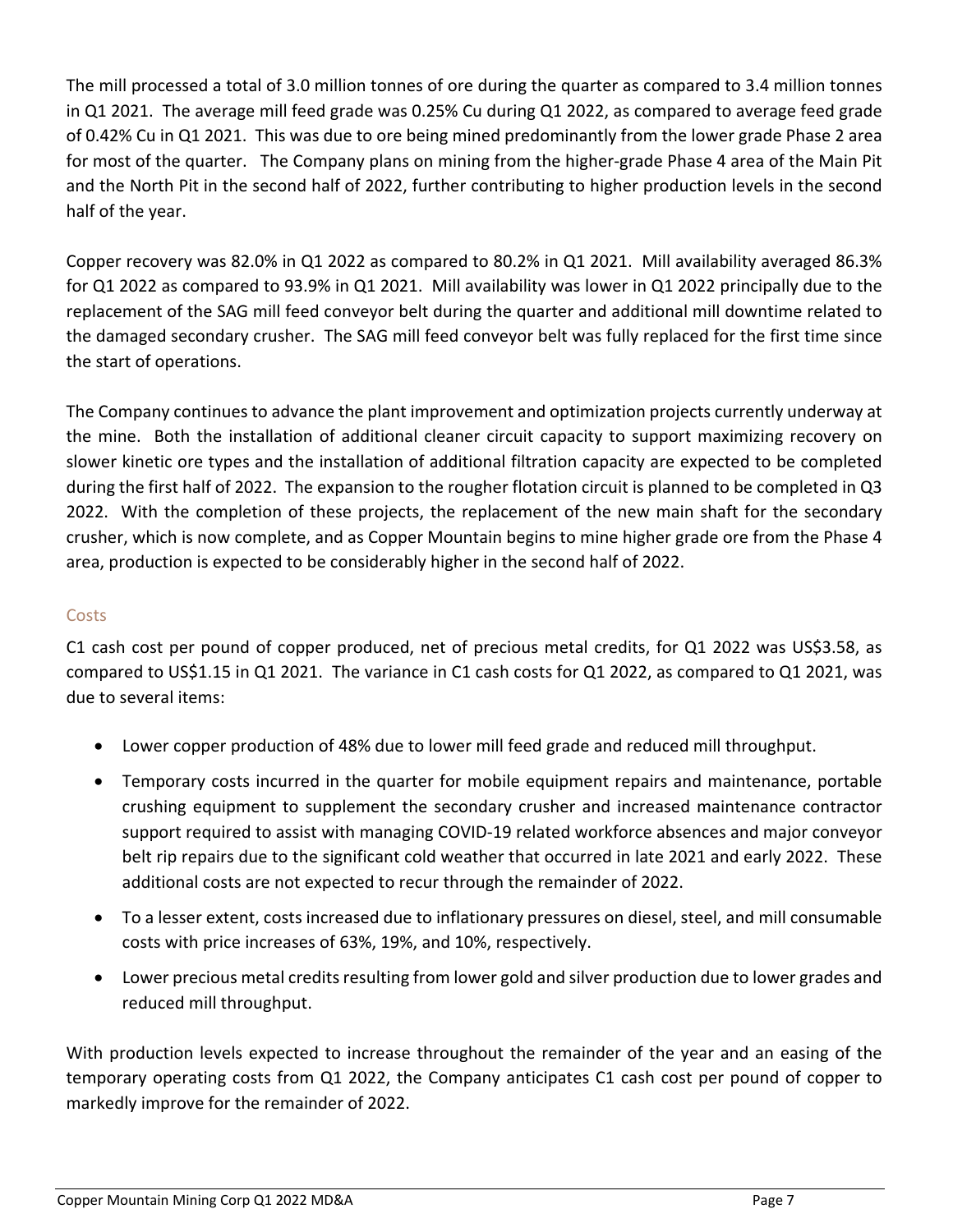The mill processed a total of 3.0 million tonnes of ore during the quarter as compared to 3.4 million tonnes in Q1 2021. The average mill feed grade was 0.25% Cu during Q1 2022, as compared to average feed grade of 0.42% Cu in Q1 2021. This was due to ore being mined predominantly from the lower grade Phase 2 area for most of the quarter. The Company plans on mining from the higher-grade Phase 4 area of the Main Pit and the North Pit in the second half of 2022, further contributing to higher production levels in the second half of the year.

Copper recovery was 82.0% in Q1 2022 as compared to 80.2% in Q1 2021. Mill availability averaged 86.3% for Q1 2022 as compared to 93.9% in Q1 2021. Mill availability was lower in Q1 2022 principally due to the replacement of the SAG mill feed conveyor belt during the quarter and additional mill downtime related to the damaged secondary crusher. The SAG mill feed conveyor belt was fully replaced for the first time since the start of operations.

The Company continues to advance the plant improvement and optimization projects currently underway at the mine. Both the installation of additional cleaner circuit capacity to support maximizing recovery on slower kinetic ore types and the installation of additional filtration capacity are expected to be completed during the first half of 2022. The expansion to the rougher flotation circuit is planned to be completed in Q3 2022. With the completion of these projects, the replacement of the new main shaft for the secondary crusher, which is now complete, and as Copper Mountain begins to mine higher grade ore from the Phase 4 area, production is expected to be considerably higher in the second half of 2022.

### Costs

C1 cash cost per pound of copper produced, net of precious metal credits, for Q1 2022 was US$3.58, as compared to US$1.15 in Q1 2021. The variance in C1 cash costs for Q1 2022, as compared to Q1 2021, was due to several items:

- Lower copper production of 48% due to lower mill feed grade and reduced mill throughput.
- Temporary costs incurred in the quarter for mobile equipment repairs and maintenance, portable crushing equipment to supplement the secondary crusher and increased maintenance contractor support required to assist with managing COVID-19 related workforce absences and major conveyor belt rip repairs due to the significant cold weather that occurred in late 2021 and early 2022. These additional costs are not expected to recur through the remainder of 2022.
- To a lesser extent, costs increased due to inflationary pressures on diesel, steel, and mill consumable costs with price increases of 63%, 19%, and 10%, respectively.
- Lower precious metal credits resulting from lower gold and silver production due to lower grades and reduced mill throughput.

With production levels expected to increase throughout the remainder of the year and an easing of the temporary operating costs from Q1 2022, the Company anticipates C1 cash cost per pound of copper to markedly improve for the remainder of 2022.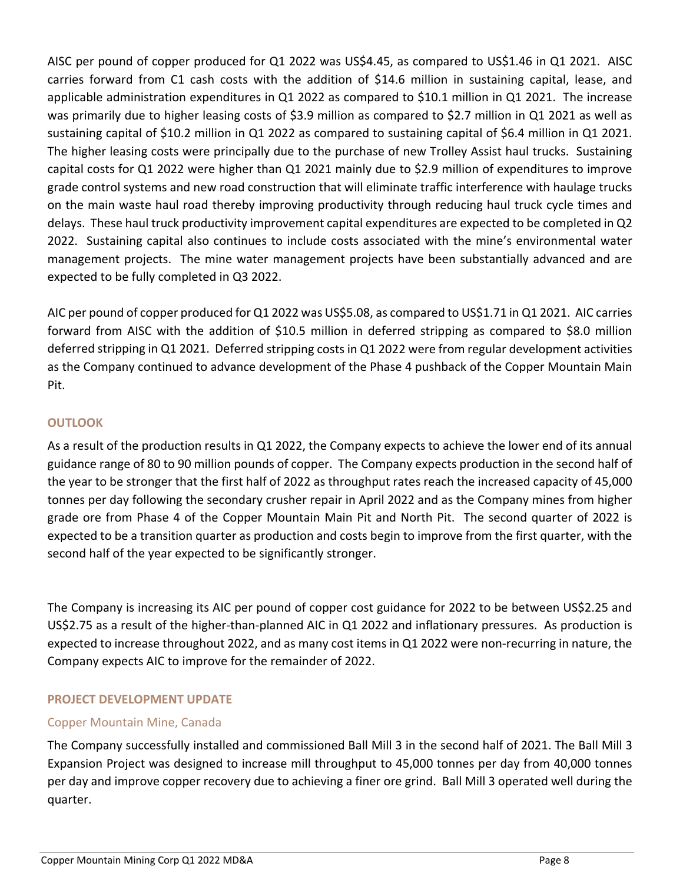AISC per pound of copper produced for Q1 2022 was US$4.45, as compared to US$1.46 in Q1 2021. AISC carries forward from C1 cash costs with the addition of $14.6 million in sustaining capital, lease, and applicable administration expenditures in Q1 2022 as compared to $10.1 million in Q1 2021. The increase was primarily due to higher leasing costs of $3.9 million as compared to $2.7 million in Q1 2021 as well as sustaining capital of $10.2 million in Q1 2022 as compared to sustaining capital of $6.4 million in Q1 2021. The higher leasing costs were principally due to the purchase of new Trolley Assist haul trucks. Sustaining capital costs for Q1 2022 were higher than Q1 2021 mainly due to $2.9 million of expenditures to improve grade control systems and new road construction that will eliminate traffic interference with haulage trucks on the main waste haul road thereby improving productivity through reducing haul truck cycle times and delays. These haul truck productivity improvement capital expenditures are expected to be completed in Q2 2022. Sustaining capital also continues to include costs associated with the mine's environmental water management projects. The mine water management projects have been substantially advanced and are expected to be fully completed in Q3 2022.

AIC per pound of copper produced for Q1 2022 was US$5.08, as compared to US$1.71 in Q1 2021. AIC carries forward from AISC with the addition of $10.5 million in deferred stripping as compared to $8.0 million deferred stripping in Q1 2021. Deferred stripping costs in Q1 2022 were from regular development activities as the Company continued to advance development of the Phase 4 pushback of the Copper Mountain Main Pit.

## OUTLOOK

As a result of the production results in Q1 2022, the Company expects to achieve the lower end of its annual guidance range of 80 to 90 million pounds of copper. The Company expects production in the second half of the year to be stronger that the first half of 2022 as throughput rates reach the increased capacity of 45,000 tonnes per day following the secondary crusher repair in April 2022 and as the Company mines from higher grade ore from Phase 4 of the Copper Mountain Main Pit and North Pit. The second quarter of 2022 is expected to be a transition quarter as production and costs begin to improve from the first quarter, with the second half of the year expected to be significantly stronger.

The Company is increasing its AIC per pound of copper cost guidance for 2022 to be between US$2.25 and US$2.75 as a result of the higher-than-planned AIC in Q1 2022 and inflationary pressures. As production is expected to increase throughout 2022, and as many cost items in Q1 2022 were non-recurring in nature, the Company expects AIC to improve for the remainder of 2022.

## PROJECT DEVELOPMENT UPDATE

### Copper Mountain Mine, Canada

The Company successfully installed and commissioned Ball Mill 3 in the second half of 2021. The Ball Mill 3 Expansion Project was designed to increase mill throughput to 45,000 tonnes per day from 40,000 tonnes per day and improve copper recovery due to achieving a finer ore grind. Ball Mill 3 operated well during the quarter.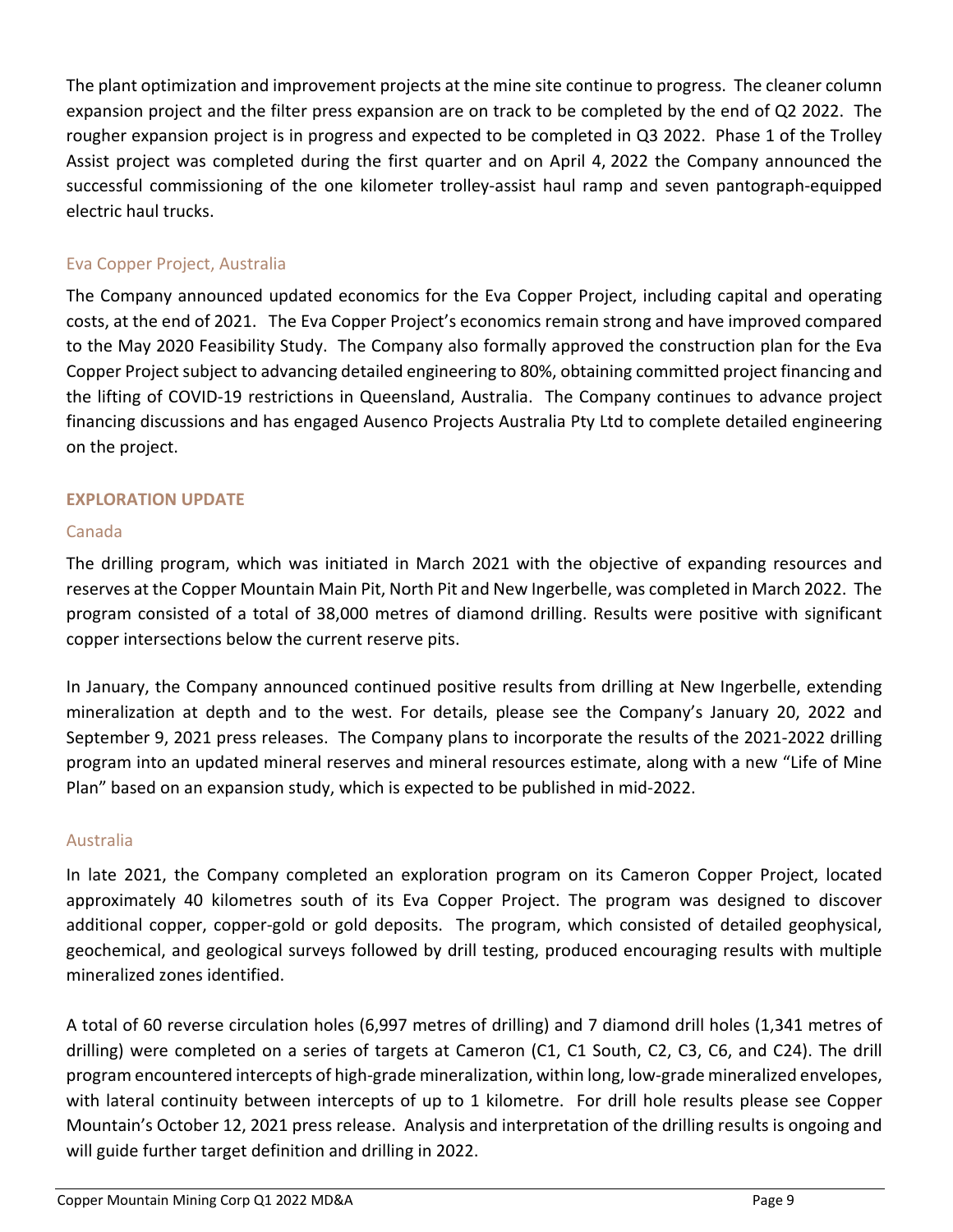The plant optimization and improvement projects at the mine site continue to progress. The cleaner column expansion project and the filter press expansion are on track to be completed by the end of Q2 2022. The rougher expansion project is in progress and expected to be completed in Q3 2022. Phase 1 of the Trolley Assist project was completed during the first quarter and on April 4, 2022 the Company announced the successful commissioning of the one kilometer trolley-assist haul ramp and seven pantograph-equipped electric haul trucks.

### Eva Copper Project, Australia

The Company announced updated economics for the Eva Copper Project, including capital and operating costs, at the end of 2021. The Eva Copper Project's economics remain strong and have improved compared to the May 2020 Feasibility Study. The Company also formally approved the construction plan for the Eva Copper Project subject to advancing detailed engineering to 80%, obtaining committed project financing and the lifting of COVID-19 restrictions in Queensland, Australia. The Company continues to advance project financing discussions and has engaged Ausenco Projects Australia Pty Ltd to complete detailed engineering on the project.

## EXPLORATION UPDATE

### Canada

The drilling program, which was initiated in March 2021 with the objective of expanding resources and reserves at the Copper Mountain Main Pit, North Pit and New Ingerbelle, was completed in March 2022. The program consisted of a total of 38,000 metres of diamond drilling. Results were positive with significant copper intersections below the current reserve pits.

In January, the Company announced continued positive results from drilling at New Ingerbelle, extending mineralization at depth and to the west. For details, please see the Company's January 20, 2022 and September 9, 2021 press releases. The Company plans to incorporate the results of the 2021-2022 drilling program into an updated mineral reserves and mineral resources estimate, along with a new "Life of Mine Plan" based on an expansion study, which is expected to be published in mid-2022.

### Australia

In late 2021, the Company completed an exploration program on its Cameron Copper Project, located approximately 40 kilometres south of its Eva Copper Project. The program was designed to discover additional copper, copper-gold or gold deposits. The program, which consisted of detailed geophysical, geochemical, and geological surveys followed by drill testing, produced encouraging results with multiple mineralized zones identified.

A total of 60 reverse circulation holes (6,997 metres of drilling) and 7 diamond drill holes (1,341 metres of drilling) were completed on a series of targets at Cameron (C1, C1 South, C2, C3, C6, and C24). The drill program encountered intercepts of high-grade mineralization, within long, low-grade mineralized envelopes, with lateral continuity between intercepts of up to 1 kilometre. For drill hole results please see Copper Mountain's October 12, 2021 press release. Analysis and interpretation of the drilling results is ongoing and will guide further target definition and drilling in 2022.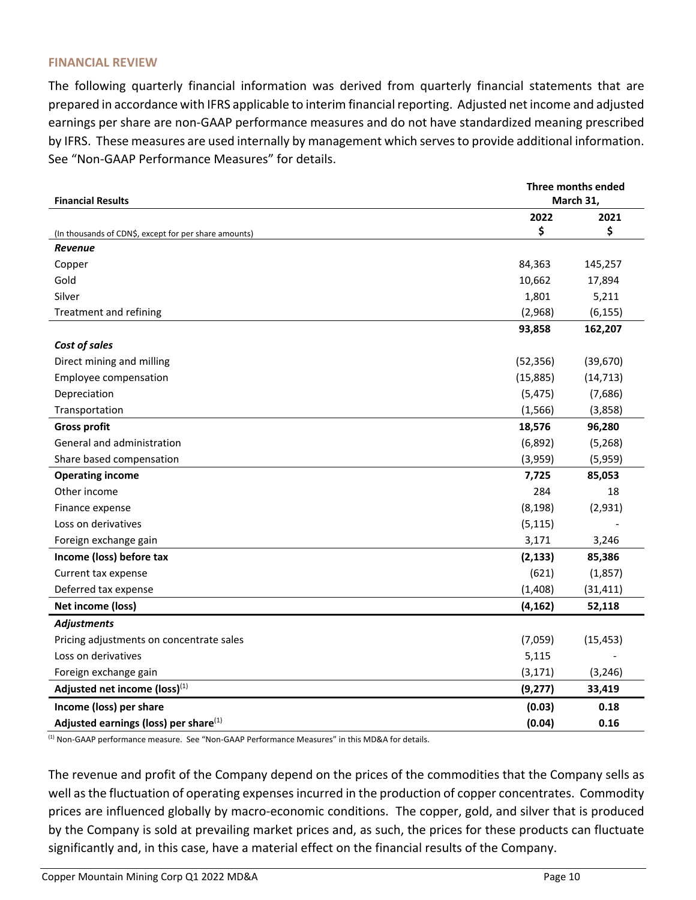## FINANCIAL REVIEW

The following quarterly financial information was derived from quarterly financial statements that are prepared in accordance with IFRS applicable to interim financial reporting. Adjusted net income and adjusted earnings per share are non-GAAP performance measures and do not have standardized meaning prescribed by IFRS. These measures are used internally by management which serves to provide additional information. See "Non-GAAP Performance Measures" for details.

| **Financial Results** | **Three months ended March 31,** | |
|---|---|---|
| | **2022** | **2021** |
| (In thousands of CDN$, except for per share amounts) | **$** | **$** |
| ***Revenue*** | | |
| Copper | 84,363 | 145,257 |
| Gold | 10,662 | 17,894 |
| Silver | 1,801 | 5,211 |
| Treatment and refining | (2,968) | (6,155) |
| | **93,858** | **162,207** |
| ***Cost of sales*** | | |
| Direct mining and milling | (52,356) | (39,670) |
| Employee compensation | (15,885) | (14,713) |
| Depreciation | (5,475) | (7,686) |
| Transportation | (1,566) | (3,858) |
| **Gross profit** | **18,576** | **96,280** |
| General and administration | (6,892) | (5,268) |
| Share based compensation | (3,959) | (5,959) |
| **Operating income** | **7,725** | **85,053** |
| Other income | 284 | 18 |
| Finance expense | (8,198) | (2,931) |
| Loss on derivatives | (5,115) | - |
| Foreign exchange gain | 3,171 | 3,246 |
| **Income (loss) before tax** | **(2,133)** | **85,386** |
| Current tax expense | (621) | (1,857) |
| Deferred tax expense | (1,408) | (31,411) |
| **Net income (loss)** | **(4,162)** | **52,118** |
| ***Adjustments*** | | |
| Pricing adjustments on concentrate sales | (7,059) | (15,453) |
| Loss on derivatives | 5,115 | - |
| Foreign exchange gain | (3,171) | (3,246) |
| **Adjusted net income (loss)[1]** | **(9,277)** | **33,419** |
| **Income (loss) per share** | **(0.03)** | **0.18** |
| **Adjusted earnings (loss) per share[1]** | **(0.04)** | **0.16** |

[1] Non-GAAP performance measure. See "Non-GAAP Performance Measures" in this MD&A for details.

The revenue and profit of the Company depend on the prices of the commodities that the Company sells as well as the fluctuation of operating expenses incurred in the production of copper concentrates. Commodity prices are influenced globally by macro-economic conditions. The copper, gold, and silver that is produced by the Company is sold at prevailing market prices and, as such, the prices for these products can fluctuate significantly and, in this case, have a material effect on the financial results of the Company.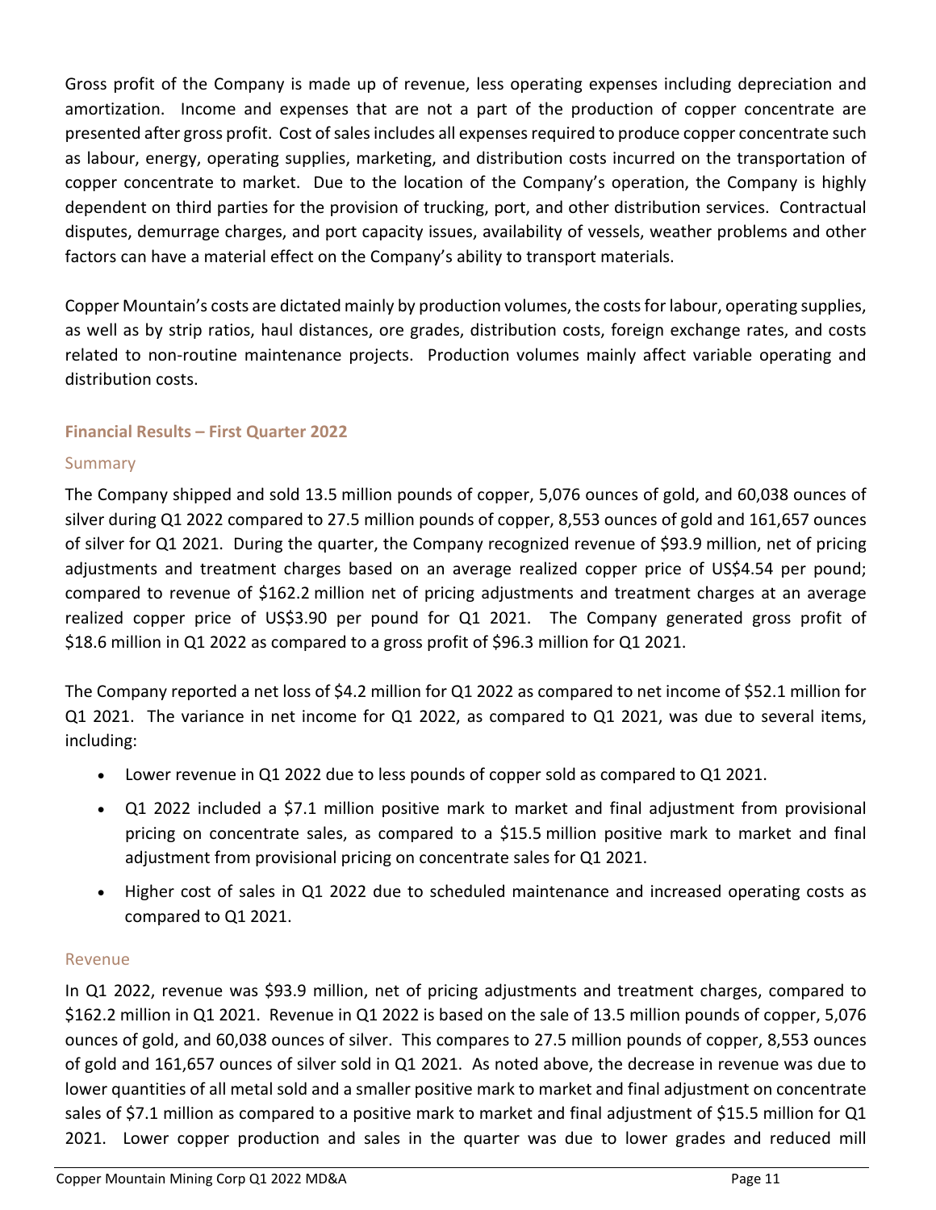Gross profit of the Company is made up of revenue, less operating expenses including depreciation and amortization. Income and expenses that are not a part of the production of copper concentrate are presented after gross profit. Cost of sales includes all expenses required to produce copper concentrate such as labour, energy, operating supplies, marketing, and distribution costs incurred on the transportation of copper concentrate to market. Due to the location of the Company's operation, the Company is highly dependent on third parties for the provision of trucking, port, and other distribution services. Contractual disputes, demurrage charges, and port capacity issues, availability of vessels, weather problems and other factors can have a material effect on the Company's ability to transport materials.

Copper Mountain's costs are dictated mainly by production volumes, the costs for labour, operating supplies, as well as by strip ratios, haul distances, ore grades, distribution costs, foreign exchange rates, and costs related to non-routine maintenance projects. Production volumes mainly affect variable operating and distribution costs.

## Financial Results – First Quarter 2022

### Summary

The Company shipped and sold 13.5 million pounds of copper, 5,076 ounces of gold, and 60,038 ounces of silver during Q1 2022 compared to 27.5 million pounds of copper, 8,553 ounces of gold and 161,657 ounces of silver for Q1 2021. During the quarter, the Company recognized revenue of $93.9 million, net of pricing adjustments and treatment charges based on an average realized copper price of US$4.54 per pound; compared to revenue of $162.2 million net of pricing adjustments and treatment charges at an average realized copper price of US$3.90 per pound for Q1 2021. The Company generated gross profit of $18.6 million in Q1 2022 as compared to a gross profit of $96.3 million for Q1 2021.

The Company reported a net loss of $4.2 million for Q1 2022 as compared to net income of $52.1 million for Q1 2021. The variance in net income for Q1 2022, as compared to Q1 2021, was due to several items, including:

- Lower revenue in Q1 2022 due to less pounds of copper sold as compared to Q1 2021.
- Q1 2022 included a $7.1 million positive mark to market and final adjustment from provisional pricing on concentrate sales, as compared to a $15.5 million positive mark to market and final adjustment from provisional pricing on concentrate sales for Q1 2021.
- Higher cost of sales in Q1 2022 due to scheduled maintenance and increased operating costs as compared to Q1 2021.

### Revenue

In Q1 2022, revenue was $93.9 million, net of pricing adjustments and treatment charges, compared to $162.2 million in Q1 2021. Revenue in Q1 2022 is based on the sale of 13.5 million pounds of copper, 5,076 ounces of gold, and 60,038 ounces of silver. This compares to 27.5 million pounds of copper, 8,553 ounces of gold and 161,657 ounces of silver sold in Q1 2021. As noted above, the decrease in revenue was due to lower quantities of all metal sold and a smaller positive mark to market and final adjustment on concentrate sales of $7.1 million as compared to a positive mark to market and final adjustment of $15.5 million for Q1 2021. Lower copper production and sales in the quarter was due to lower grades and reduced mill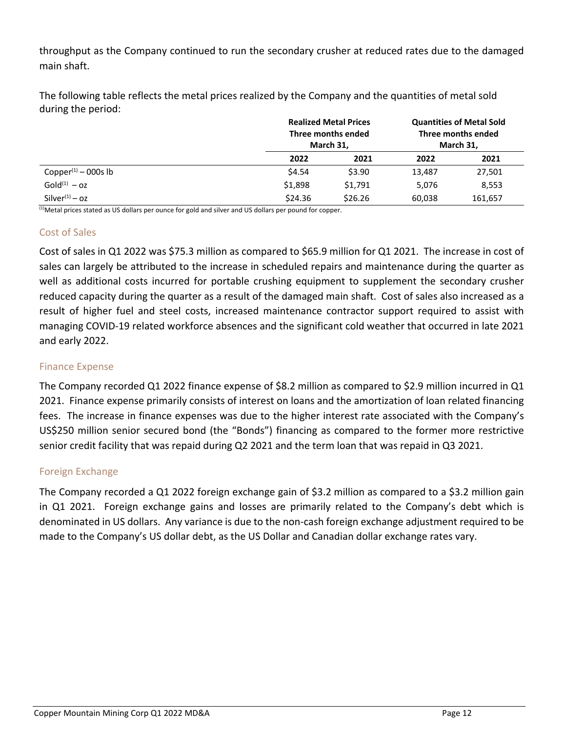throughput as the Company continued to run the secondary crusher at reduced rates due to the damaged main shaft.

The following table reflects the metal prices realized by the Company and the quantities of metal sold during the period:

| | Realized Metal Prices Three months ended March 31, | | Quantities of Metal Sold Three months ended March 31, | |
|---|---|---|---|---|
| | 2022 | 2021 | 2022 | 2021 |
| Copper[1] – 000s lb | $4.54 | $3.90 | 13,487 | 27,501 |
| Gold[1] – oz | $1,898 | $1,791 | 5,076 | 8,553 |
| Silver[1] – oz | $24.36 | $26.26 | 60,038 | 161,657 |

[1]Metal prices stated as US dollars per ounce for gold and silver and US dollars per pound for copper.

### Cost of Sales

Cost of sales in Q1 2022 was $75.3 million as compared to $65.9 million for Q1 2021. The increase in cost of sales can largely be attributed to the increase in scheduled repairs and maintenance during the quarter as well as additional costs incurred for portable crushing equipment to supplement the secondary crusher reduced capacity during the quarter as a result of the damaged main shaft. Cost of sales also increased as a result of higher fuel and steel costs, increased maintenance contractor support required to assist with managing COVID-19 related workforce absences and the significant cold weather that occurred in late 2021 and early 2022.

### Finance Expense

The Company recorded Q1 2022 finance expense of $8.2 million as compared to $2.9 million incurred in Q1 2021. Finance expense primarily consists of interest on loans and the amortization of loan related financing fees. The increase in finance expenses was due to the higher interest rate associated with the Company's US$250 million senior secured bond (the "Bonds") financing as compared to the former more restrictive senior credit facility that was repaid during Q2 2021 and the term loan that was repaid in Q3 2021.

### Foreign Exchange

The Company recorded a Q1 2022 foreign exchange gain of $3.2 million as compared to a $3.2 million gain in Q1 2021. Foreign exchange gains and losses are primarily related to the Company's debt which is denominated in US dollars. Any variance is due to the non-cash foreign exchange adjustment required to be made to the Company's US dollar debt, as the US Dollar and Canadian dollar exchange rates vary.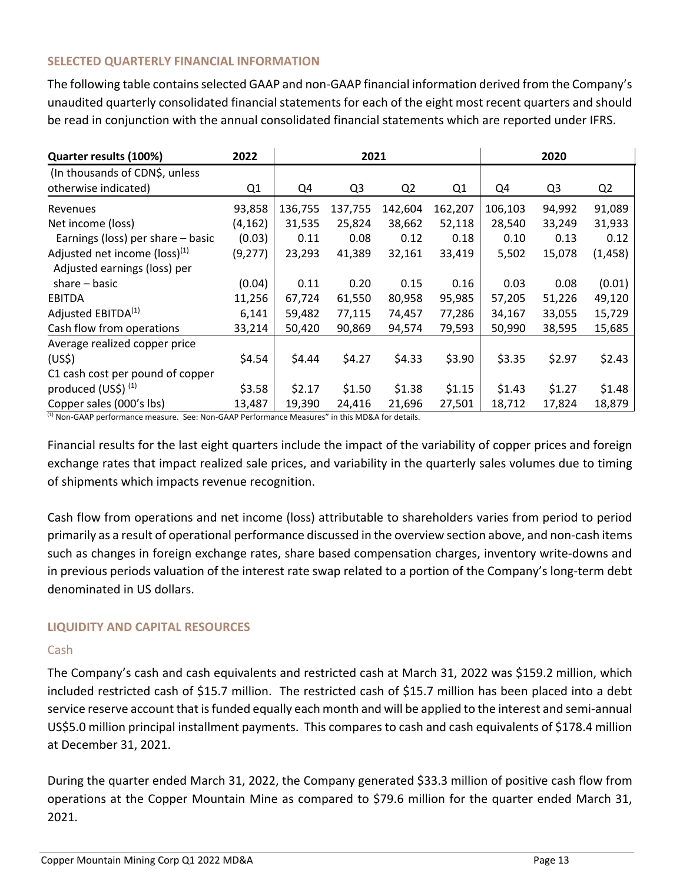## SELECTED QUARTERLY FINANCIAL INFORMATION

The following table contains selected GAAP and non-GAAP financial information derived from the Company's unaudited quarterly consolidated financial statements for each of the eight most recent quarters and should be read in conjunction with the annual consolidated financial statements which are reported under IFRS.

| Quarter results (100%) | 2022 | 2021 | | | | 2020 | | |
|---|---|---|---|---|---|---|---|---|
| (In thousands of CDN$, unless otherwise indicated) | Q1 | Q4 | Q3 | Q2 | Q1 | Q4 | Q3 | Q2 |
| Revenues | 93,858 | 136,755 | 137,755 | 142,604 | 162,207 | 106,103 | 94,992 | 91,089 |
| Net income (loss) | (4,162) | 31,535 | 25,824 | 38,662 | 52,118 | 28,540 | 33,249 | 31,933 |
| Earnings (loss) per share – basic | (0.03) | 0.11 | 0.08 | 0.12 | 0.18 | 0.10 | 0.13 | 0.12 |
| Adjusted net income (loss)[(1)] | (9,277) | 23,293 | 41,389 | 32,161 | 33,419 | 5,502 | 15,078 | (1,458) |
| Adjusted earnings (loss) per share – basic | (0.04) | 0.11 | 0.20 | 0.15 | 0.16 | 0.03 | 0.08 | (0.01) |
| EBITDA | 11,256 | 67,724 | 61,550 | 80,958 | 95,985 | 57,205 | 51,226 | 49,120 |
| Adjusted EBITDA[(1)] | 6,141 | 59,482 | 77,115 | 74,457 | 77,286 | 34,167 | 33,055 | 15,729 |
| Cash flow from operations | 33,214 | 50,420 | 90,869 | 94,574 | 79,593 | 50,990 | 38,595 | 15,685 |
| Average realized copper price (US$) | $4.54 | $4.44 | $4.27 | $4.33 | $3.90 | $3.35 | $2.97 | $2.43 |
| C1 cash cost per pound of copper produced (US$) [(1)] | $3.58 | $2.17 | $1.50 | $1.38 | $1.15 | $1.43 | $1.27 | $1.48 |
| Copper sales (000's lbs) | 13,487 | 19,390 | 24,416 | 21,696 | 27,501 | 18,712 | 17,824 | 18,879 |

[(1)] Non-GAAP performance measure. See: Non-GAAP Performance Measures" in this MD&A for details.

Financial results for the last eight quarters include the impact of the variability of copper prices and foreign exchange rates that impact realized sale prices, and variability in the quarterly sales volumes due to timing of shipments which impacts revenue recognition.

Cash flow from operations and net income (loss) attributable to shareholders varies from period to period primarily as a result of operational performance discussed in the overview section above, and non-cash items such as changes in foreign exchange rates, share based compensation charges, inventory write-downs and in previous periods valuation of the interest rate swap related to a portion of the Company's long-term debt denominated in US dollars.

## LIQUIDITY AND CAPITAL RESOURCES

### Cash

The Company's cash and cash equivalents and restricted cash at March 31, 2022 was $159.2 million, which included restricted cash of $15.7 million. The restricted cash of $15.7 million has been placed into a debt service reserve account that is funded equally each month and will be applied to the interest and semi-annual US$5.0 million principal installment payments. This compares to cash and cash equivalents of $178.4 million at December 31, 2021.

During the quarter ended March 31, 2022, the Company generated $33.3 million of positive cash flow from operations at the Copper Mountain Mine as compared to $79.6 million for the quarter ended March 31, 2021.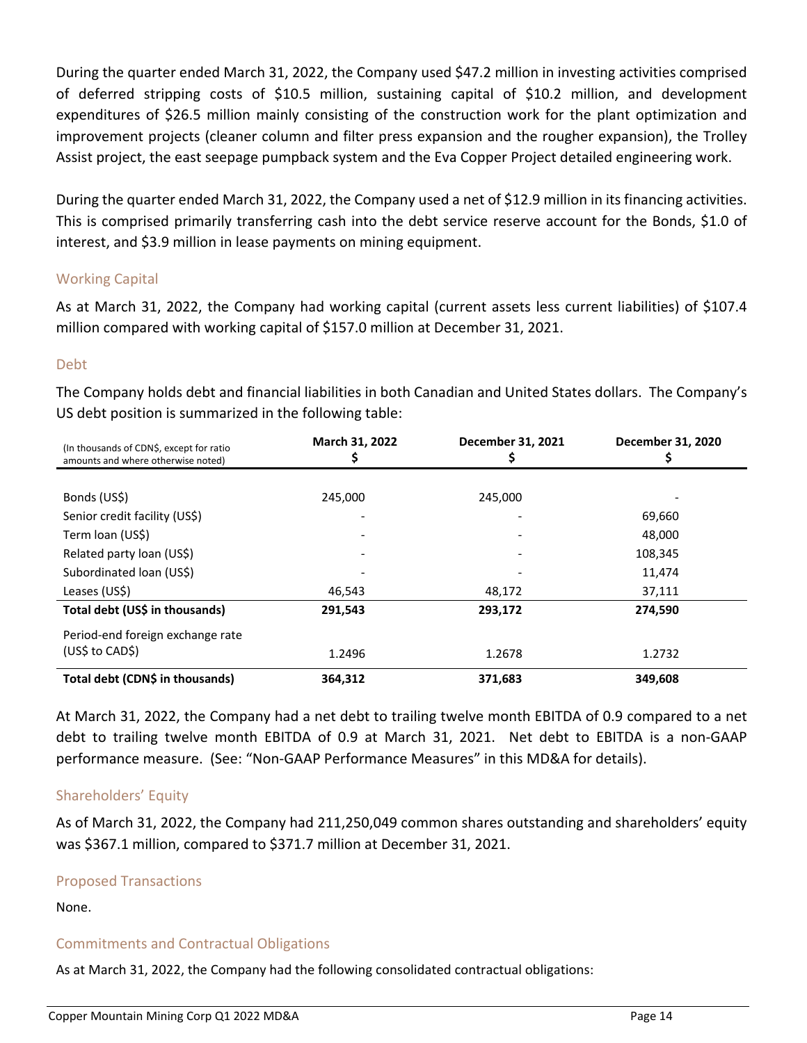During the quarter ended March 31, 2022, the Company used $47.2 million in investing activities comprised of deferred stripping costs of $10.5 million, sustaining capital of $10.2 million, and development expenditures of $26.5 million mainly consisting of the construction work for the plant optimization and improvement projects (cleaner column and filter press expansion and the rougher expansion), the Trolley Assist project, the east seepage pumpback system and the Eva Copper Project detailed engineering work.

During the quarter ended March 31, 2022, the Company used a net of $12.9 million in its financing activities. This is comprised primarily transferring cash into the debt service reserve account for the Bonds, $1.0 of interest, and $3.9 million in lease payments on mining equipment.

## Working Capital

As at March 31, 2022, the Company had working capital (current assets less current liabilities) of $107.4 million compared with working capital of $157.0 million at December 31, 2021.

## Debt

The Company holds debt and financial liabilities in both Canadian and United States dollars. The Company's US debt position is summarized in the following table:

| (In thousands of CDN$, except for ratio amounts and where otherwise noted) | March 31, 2022 $ | December 31, 2021 $ | December 31, 2020 $ |
|---|---|---|---|
| Bonds (US$) | 245,000 | 245,000 | - |
| Senior credit facility (US$) | - | - | 69,660 |
| Term loan (US$) | - | - | 48,000 |
| Related party loan (US$) | - | - | 108,345 |
| Subordinated loan (US$) | - | - | 11,474 |
| Leases (US$) | 46,543 | 48,172 | 37,111 |
| **Total debt (US$ in thousands)** | **291,543** | **293,172** | **274,590** |
| Period-end foreign exchange rate (US$ to CAD$) | 1.2496 | 1.2678 | 1.2732 |
| **Total debt (CDN$ in thousands)** | **364,312** | **371,683** | **349,608** |

At March 31, 2022, the Company had a net debt to trailing twelve month EBITDA of 0.9 compared to a net debt to trailing twelve month EBITDA of 0.9 at March 31, 2021. Net debt to EBITDA is a non-GAAP performance measure. (See: "Non-GAAP Performance Measures" in this MD&A for details).

## Shareholders' Equity

As of March 31, 2022, the Company had 211,250,049 common shares outstanding and shareholders' equity was $367.1 million, compared to $371.7 million at December 31, 2021.

## Proposed Transactions

None.

## Commitments and Contractual Obligations

As at March 31, 2022, the Company had the following consolidated contractual obligations: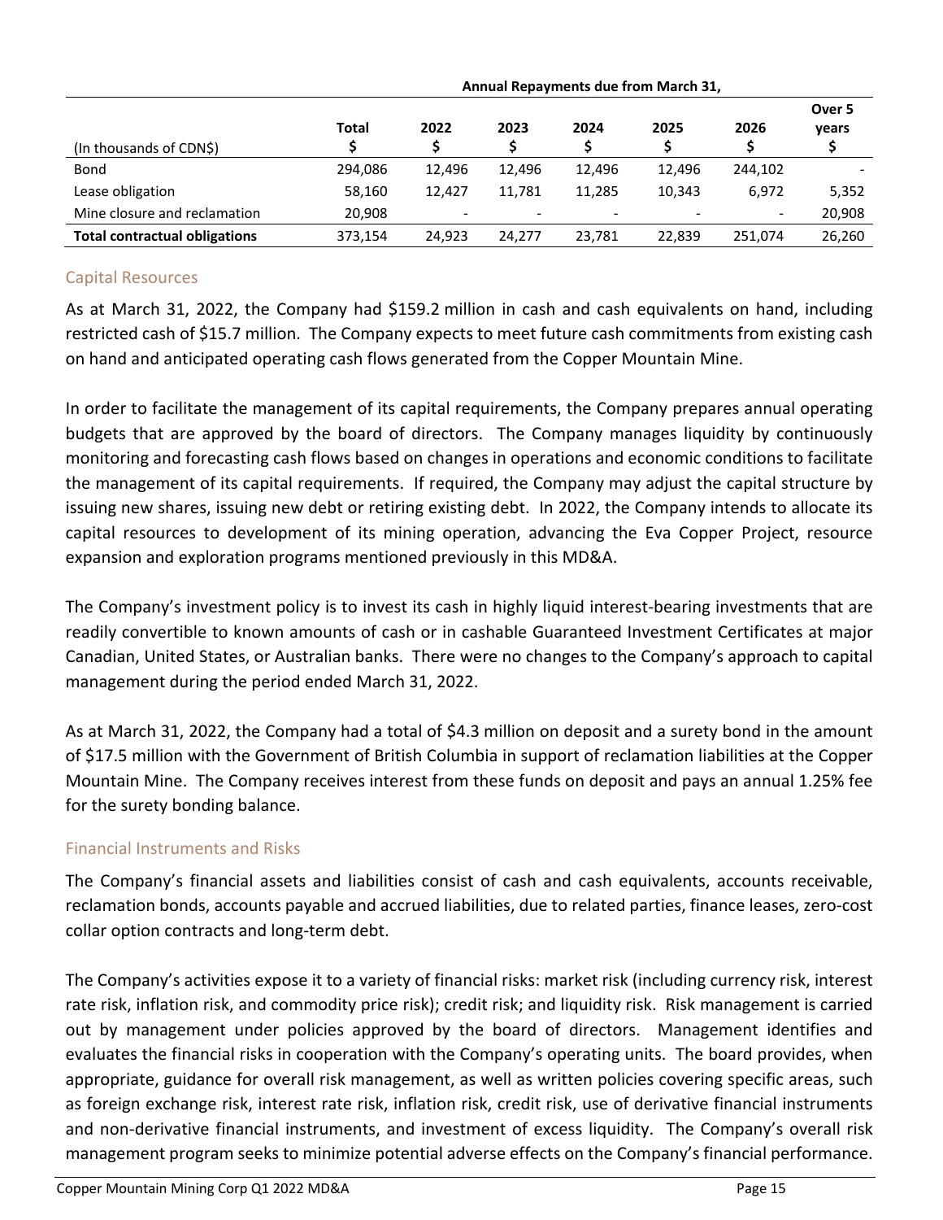| | | Annual Repayments due from March 31, | | | | | |
|---|---|---|---|---|---|---|---|
| (In thousands of CDN$) | Total $ | 2022 $ | 2023 $ | 2024 $ | 2025 $ | 2026 $ | Over 5 years $ |
| Bond | 294,086 | 12,496 | 12,496 | 12,496 | 12,496 | 244,102 | - |
| Lease obligation | 58,160 | 12,427 | 11,781 | 11,285 | 10,343 | 6,972 | 5,352 |
| Mine closure and reclamation | 20,908 | - | - | - | - | - | 20,908 |
| **Total contractual obligations** | 373,154 | 24,923 | 24,277 | 23,781 | 22,839 | 251,074 | 26,260 |

## Capital Resources

As at March 31, 2022, the Company had $159.2 million in cash and cash equivalents on hand, including restricted cash of $15.7 million. The Company expects to meet future cash commitments from existing cash on hand and anticipated operating cash flows generated from the Copper Mountain Mine.

In order to facilitate the management of its capital requirements, the Company prepares annual operating budgets that are approved by the board of directors. The Company manages liquidity by continuously monitoring and forecasting cash flows based on changes in operations and economic conditions to facilitate the management of its capital requirements. If required, the Company may adjust the capital structure by issuing new shares, issuing new debt or retiring existing debt. In 2022, the Company intends to allocate its capital resources to development of its mining operation, advancing the Eva Copper Project, resource expansion and exploration programs mentioned previously in this MD&A.

The Company's investment policy is to invest its cash in highly liquid interest-bearing investments that are readily convertible to known amounts of cash or in cashable Guaranteed Investment Certificates at major Canadian, United States, or Australian banks. There were no changes to the Company's approach to capital management during the period ended March 31, 2022.

As at March 31, 2022, the Company had a total of $4.3 million on deposit and a surety bond in the amount of $17.5 million with the Government of British Columbia in support of reclamation liabilities at the Copper Mountain Mine. The Company receives interest from these funds on deposit and pays an annual 1.25% fee for the surety bonding balance.

## Financial Instruments and Risks

The Company's financial assets and liabilities consist of cash and cash equivalents, accounts receivable, reclamation bonds, accounts payable and accrued liabilities, due to related parties, finance leases, zero-cost collar option contracts and long-term debt.

The Company's activities expose it to a variety of financial risks: market risk (including currency risk, interest rate risk, inflation risk, and commodity price risk); credit risk; and liquidity risk. Risk management is carried out by management under policies approved by the board of directors. Management identifies and evaluates the financial risks in cooperation with the Company's operating units. The board provides, when appropriate, guidance for overall risk management, as well as written policies covering specific areas, such as foreign exchange risk, interest rate risk, inflation risk, credit risk, use of derivative financial instruments and non-derivative financial instruments, and investment of excess liquidity. The Company's overall risk management program seeks to minimize potential adverse effects on the Company's financial performance.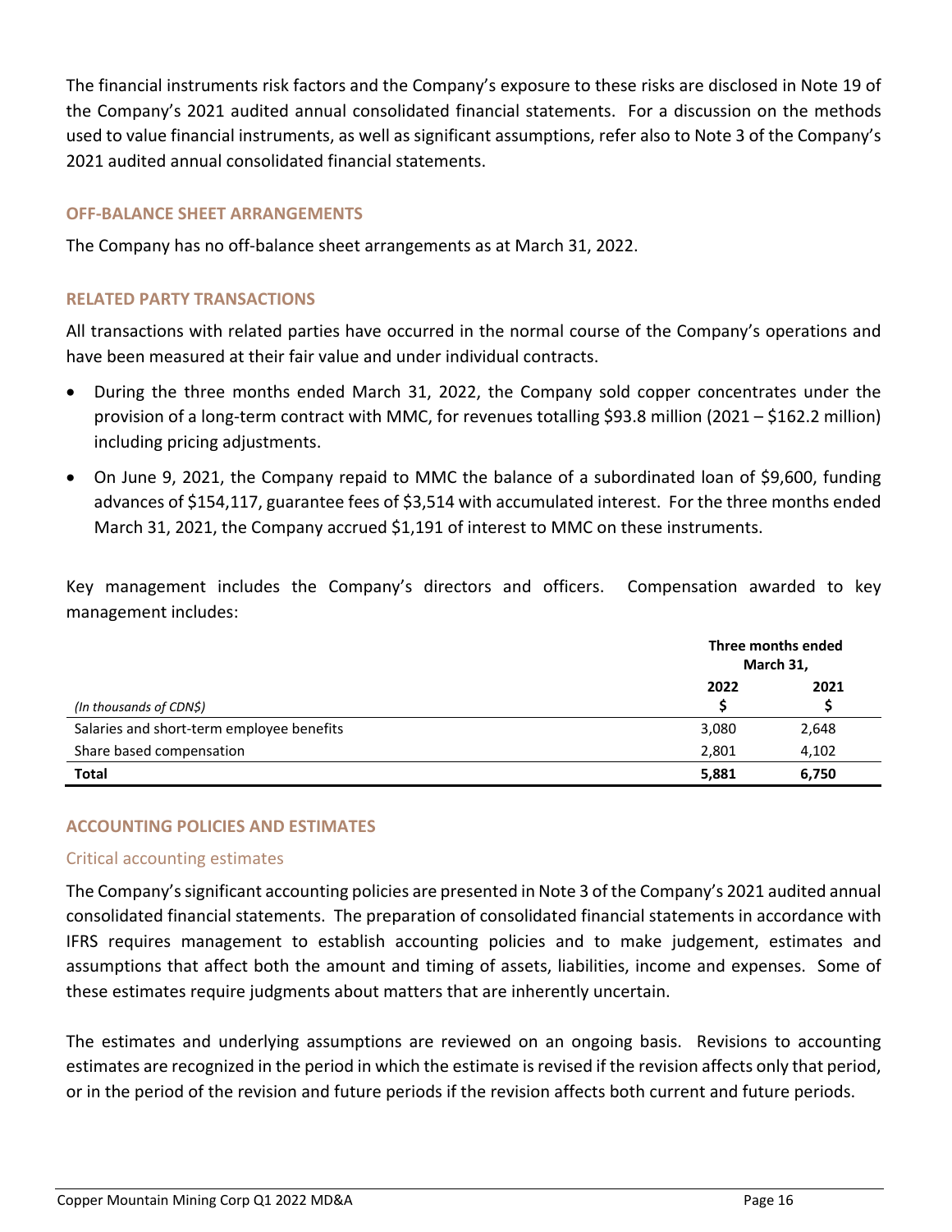The financial instruments risk factors and the Company's exposure to these risks are disclosed in Note 19 of the Company's 2021 audited annual consolidated financial statements. For a discussion on the methods used to value financial instruments, as well as significant assumptions, refer also to Note 3 of the Company's 2021 audited annual consolidated financial statements.

## OFF-BALANCE SHEET ARRANGEMENTS

The Company has no off-balance sheet arrangements as at March 31, 2022.

## RELATED PARTY TRANSACTIONS

All transactions with related parties have occurred in the normal course of the Company's operations and have been measured at their fair value and under individual contracts.

- During the three months ended March 31, 2022, the Company sold copper concentrates under the provision of a long-term contract with MMC, for revenues totalling $93.8 million (2021 – $162.2 million) including pricing adjustments.
- On June 9, 2021, the Company repaid to MMC the balance of a subordinated loan of $9,600, funding advances of $154,117, guarantee fees of $3,514 with accumulated interest. For the three months ended March 31, 2021, the Company accrued $1,191 of interest to MMC on these instruments.

Key management includes the Company's directors and officers. Compensation awarded to key management includes:

| | Three months ended March 31, | |
|---|---|---|
| *(In thousands of CDN$)* | **2022 $** | **2021 $** |
| Salaries and short-term employee benefits | 3,080 | 2,648 |
| Share based compensation | 2,801 | 4,102 |
| **Total** | **5,881** | **6,750** |

## ACCOUNTING POLICIES AND ESTIMATES

### Critical accounting estimates

The Company's significant accounting policies are presented in Note 3 of the Company's 2021 audited annual consolidated financial statements. The preparation of consolidated financial statements in accordance with IFRS requires management to establish accounting policies and to make judgement, estimates and assumptions that affect both the amount and timing of assets, liabilities, income and expenses. Some of these estimates require judgments about matters that are inherently uncertain.

The estimates and underlying assumptions are reviewed on an ongoing basis. Revisions to accounting estimates are recognized in the period in which the estimate is revised if the revision affects only that period, or in the period of the revision and future periods if the revision affects both current and future periods.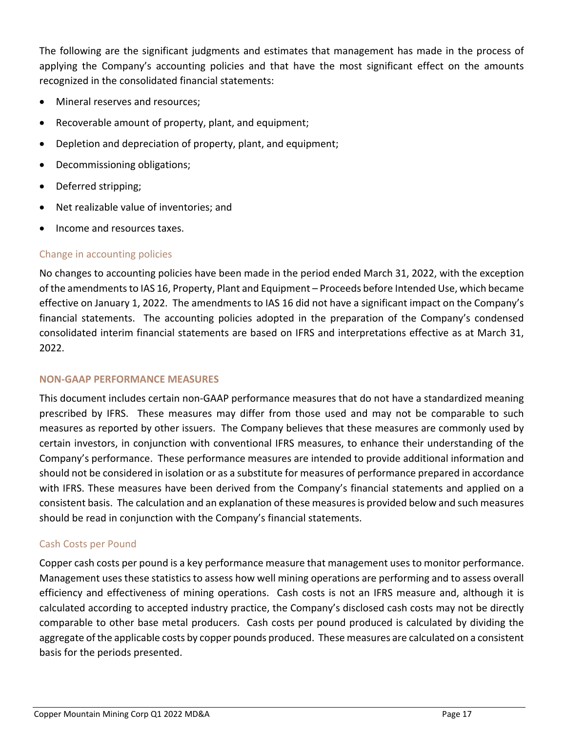The following are the significant judgments and estimates that management has made in the process of applying the Company's accounting policies and that have the most significant effect on the amounts recognized in the consolidated financial statements:

- Mineral reserves and resources;
- Recoverable amount of property, plant, and equipment;
- Depletion and depreciation of property, plant, and equipment;
- Decommissioning obligations;
- Deferred stripping;
- Net realizable value of inventories; and
- Income and resources taxes.

### Change in accounting policies

No changes to accounting policies have been made in the period ended March 31, 2022, with the exception of the amendments to IAS 16, Property, Plant and Equipment – Proceeds before Intended Use, which became effective on January 1, 2022. The amendments to IAS 16 did not have a significant impact on the Company's financial statements. The accounting policies adopted in the preparation of the Company's condensed consolidated interim financial statements are based on IFRS and interpretations effective as at March 31, 2022.

## NON-GAAP PERFORMANCE MEASURES

This document includes certain non-GAAP performance measures that do not have a standardized meaning prescribed by IFRS. These measures may differ from those used and may not be comparable to such measures as reported by other issuers. The Company believes that these measures are commonly used by certain investors, in conjunction with conventional IFRS measures, to enhance their understanding of the Company's performance. These performance measures are intended to provide additional information and should not be considered in isolation or as a substitute for measures of performance prepared in accordance with IFRS. These measures have been derived from the Company's financial statements and applied on a consistent basis. The calculation and an explanation of these measures is provided below and such measures should be read in conjunction with the Company's financial statements.

### Cash Costs per Pound

Copper cash costs per pound is a key performance measure that management uses to monitor performance. Management uses these statistics to assess how well mining operations are performing and to assess overall efficiency and effectiveness of mining operations. Cash costs is not an IFRS measure and, although it is calculated according to accepted industry practice, the Company's disclosed cash costs may not be directly comparable to other base metal producers. Cash costs per pound produced is calculated by dividing the aggregate of the applicable costs by copper pounds produced. These measures are calculated on a consistent basis for the periods presented.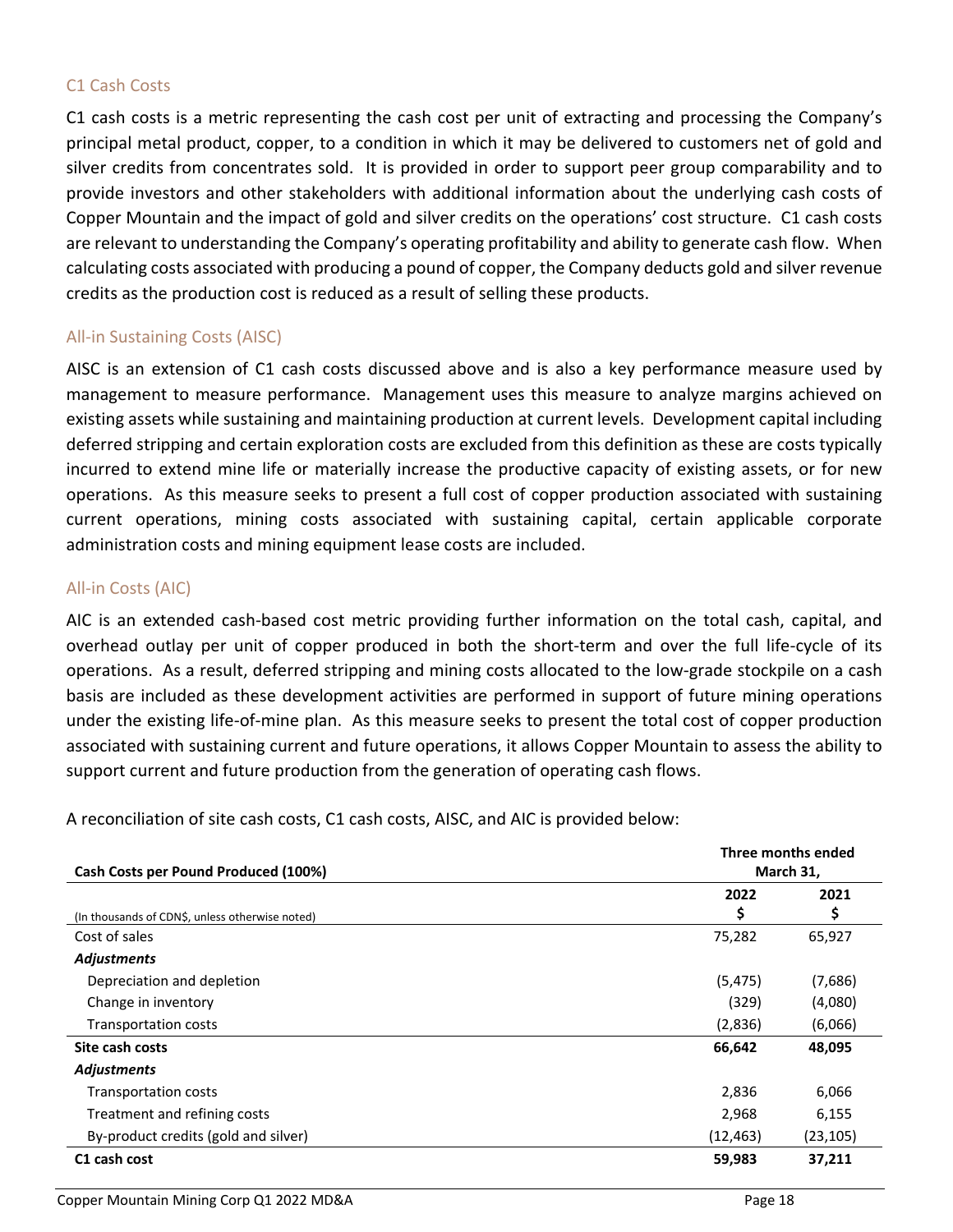### C1 Cash Costs

C1 cash costs is a metric representing the cash cost per unit of extracting and processing the Company's principal metal product, copper, to a condition in which it may be delivered to customers net of gold and silver credits from concentrates sold. It is provided in order to support peer group comparability and to provide investors and other stakeholders with additional information about the underlying cash costs of Copper Mountain and the impact of gold and silver credits on the operations' cost structure. C1 cash costs are relevant to understanding the Company's operating profitability and ability to generate cash flow. When calculating costs associated with producing a pound of copper, the Company deducts gold and silver revenue credits as the production cost is reduced as a result of selling these products.

### All-in Sustaining Costs (AISC)

AISC is an extension of C1 cash costs discussed above and is also a key performance measure used by management to measure performance. Management uses this measure to analyze margins achieved on existing assets while sustaining and maintaining production at current levels. Development capital including deferred stripping and certain exploration costs are excluded from this definition as these are costs typically incurred to extend mine life or materially increase the productive capacity of existing assets, or for new operations. As this measure seeks to present a full cost of copper production associated with sustaining current operations, mining costs associated with sustaining capital, certain applicable corporate administration costs and mining equipment lease costs are included.

### All-in Costs (AIC)

AIC is an extended cash-based cost metric providing further information on the total cash, capital, and overhead outlay per unit of copper produced in both the short-term and over the full life-cycle of its operations. As a result, deferred stripping and mining costs allocated to the low-grade stockpile on a cash basis are included as these development activities are performed in support of future mining operations under the existing life-of-mine plan. As this measure seeks to present the total cost of copper production associated with sustaining current and future operations, it allows Copper Mountain to assess the ability to support current and future production from the generation of operating cash flows.

A reconciliation of site cash costs, C1 cash costs, AISC, and AIC is provided below:

| **Cash Costs per Pound Produced (100%)** | **Three months ended March 31,** | |
|---|---|---|
| (In thousands of CDN$, unless otherwise noted) | **2022** **$** | **2021** **$** |
| Cost of sales | 75,282 | 65,927 |
| ***Adjustments*** | | |
| Depreciation and depletion | (5,475) | (7,686) |
| Change in inventory | (329) | (4,080) |
| Transportation costs | (2,836) | (6,066) |
| **Site cash costs** | **66,642** | **48,095** |
| ***Adjustments*** | | |
| Transportation costs | 2,836 | 6,066 |
| Treatment and refining costs | 2,968 | 6,155 |
| By-product credits (gold and silver) | (12,463) | (23,105) |
| **C1 cash cost** | **59,983** | **37,211** |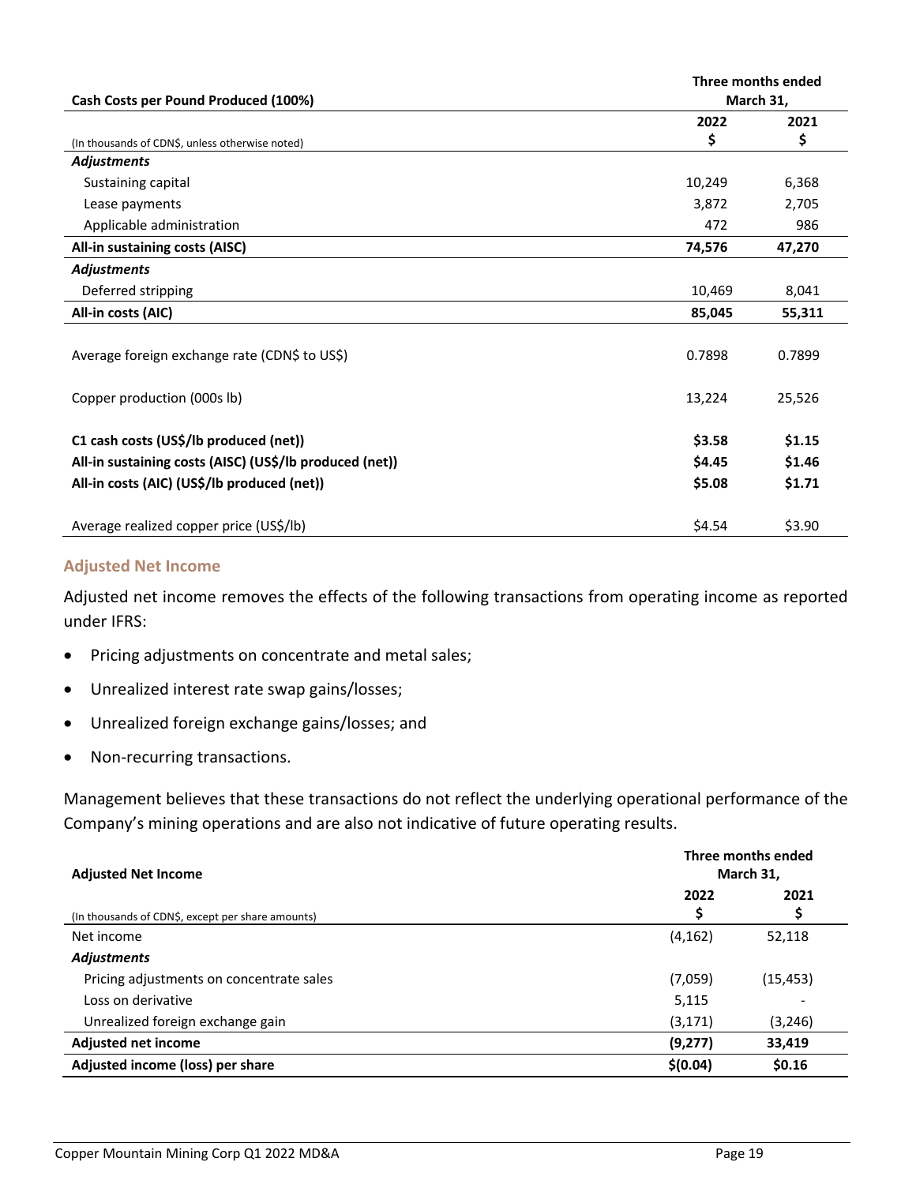| Cash Costs per Pound Produced (100%) | Three months ended March 31, | |
|---|---|---|
| | 2022 | 2021 |
| (In thousands of CDN$, unless otherwise noted) | $ | $ |
| ***Adjustments*** | | |
| Sustaining capital | 10,249 | 6,368 |
| Lease payments | 3,872 | 2,705 |
| Applicable administration | 472 | 986 |
| **All-in sustaining costs (AISC)** | **74,576** | **47,270** |
| ***Adjustments*** | | |
| Deferred stripping | 10,469 | 8,041 |
| **All-in costs (AIC)** | **85,045** | **55,311** |
| | | |
| Average foreign exchange rate (CDN$ to US$) | 0.7898 | 0.7899 |
| | | |
| Copper production (000s lb) | 13,224 | 25,526 |
| | | |
| **C1 cash costs (US$/lb produced (net))** | **$3.58** | **$1.15** |
| **All-in sustaining costs (AISC) (US$/lb produced (net))** | **$4.45** | **$1.46** |
| **All-in costs (AIC) (US$/lb produced (net))** | **$5.08** | **$1.71** |
| | | |
| Average realized copper price (US$/lb) | $4.54 | $3.90 |

### Adjusted Net Income

Adjusted net income removes the effects of the following transactions from operating income as reported under IFRS:

- Pricing adjustments on concentrate and metal sales;
- Unrealized interest rate swap gains/losses;
- Unrealized foreign exchange gains/losses; and
- Non-recurring transactions.

Management believes that these transactions do not reflect the underlying operational performance of the Company's mining operations and are also not indicative of future operating results.

| Adjusted Net Income | Three months ended March 31, | |
|---|---|---|
| | 2022 | 2021 |
| (In thousands of CDN$, except per share amounts) | $ | $ |
| Net income | (4,162) | 52,118 |
| ***Adjustments*** | | |
| Pricing adjustments on concentrate sales | (7,059) | (15,453) |
| Loss on derivative | 5,115 | - |
| Unrealized foreign exchange gain | (3,171) | (3,246) |
| **Adjusted net income** | **(9,277)** | **33,419** |
| **Adjusted income (loss) per share** | **$(0.04)** | **$0.16** |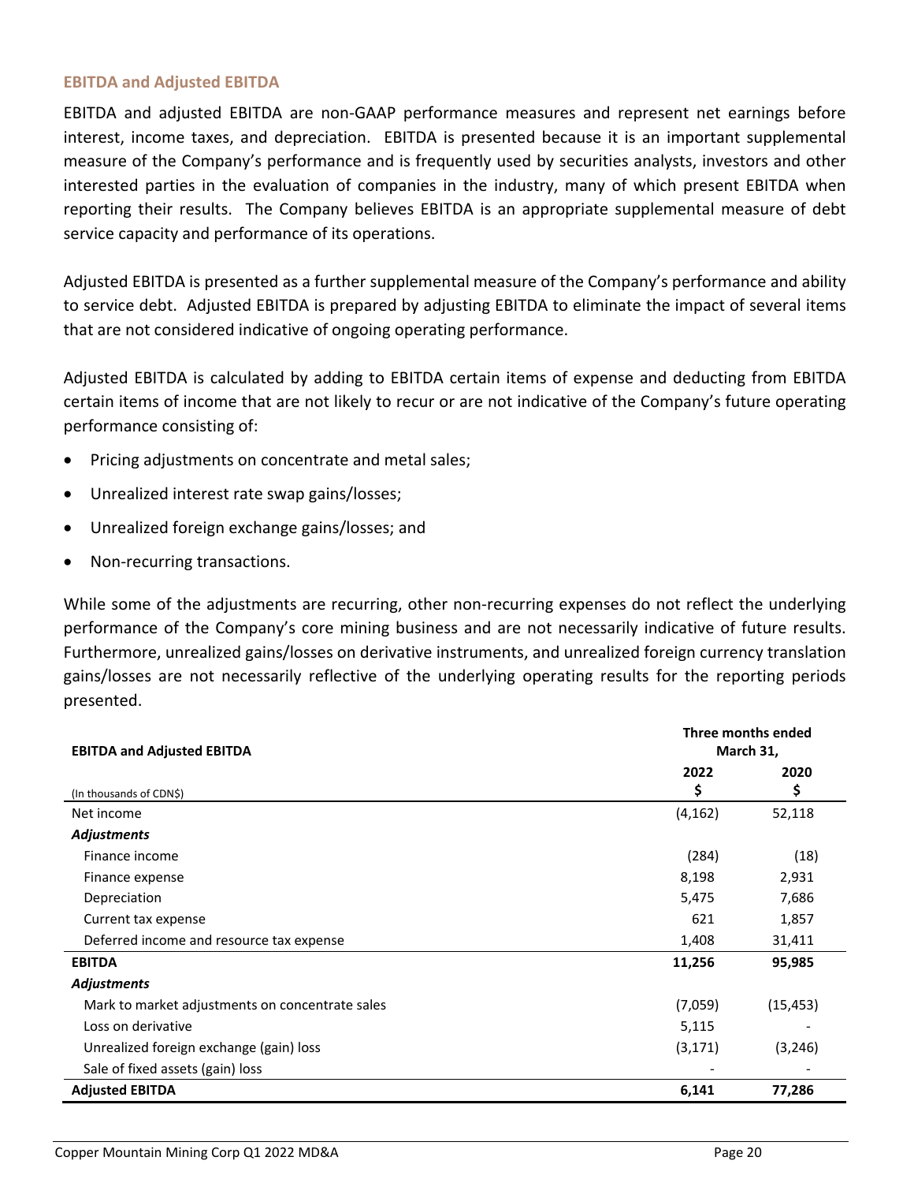### EBITDA and Adjusted EBITDA

EBITDA and adjusted EBITDA are non-GAAP performance measures and represent net earnings before interest, income taxes, and depreciation. EBITDA is presented because it is an important supplemental measure of the Company's performance and is frequently used by securities analysts, investors and other interested parties in the evaluation of companies in the industry, many of which present EBITDA when reporting their results. The Company believes EBITDA is an appropriate supplemental measure of debt service capacity and performance of its operations.

Adjusted EBITDA is presented as a further supplemental measure of the Company's performance and ability to service debt. Adjusted EBITDA is prepared by adjusting EBITDA to eliminate the impact of several items that are not considered indicative of ongoing operating performance.

Adjusted EBITDA is calculated by adding to EBITDA certain items of expense and deducting from EBITDA certain items of income that are not likely to recur or are not indicative of the Company's future operating performance consisting of:

- Pricing adjustments on concentrate and metal sales;
- Unrealized interest rate swap gains/losses;
- Unrealized foreign exchange gains/losses; and
- Non-recurring transactions.

While some of the adjustments are recurring, other non-recurring expenses do not reflect the underlying performance of the Company's core mining business and are not necessarily indicative of future results. Furthermore, unrealized gains/losses on derivative instruments, and unrealized foreign currency translation gains/losses are not necessarily reflective of the underlying operating results for the reporting periods presented.

| **EBITDA and Adjusted EBITDA** | **Three months ended March 31,** | |
|---|---|---|
| (In thousands of CDN$) | **2022** **$** | **2020** **$** |
| Net income | (4,162) | 52,118 |
| ***Adjustments*** | | |
| Finance income | (284) | (18) |
| Finance expense | 8,198 | 2,931 |
| Depreciation | 5,475 | 7,686 |
| Current tax expense | 621 | 1,857 |
| Deferred income and resource tax expense | 1,408 | 31,411 |
| **EBITDA** | **11,256** | **95,985** |
| ***Adjustments*** | | |
| Mark to market adjustments on concentrate sales | (7,059) | (15,453) |
| Loss on derivative | 5,115 | - |
| Unrealized foreign exchange (gain) loss | (3,171) | (3,246) |
| Sale of fixed assets (gain) loss | - | - |
| **Adjusted EBITDA** | **6,141** | **77,286** |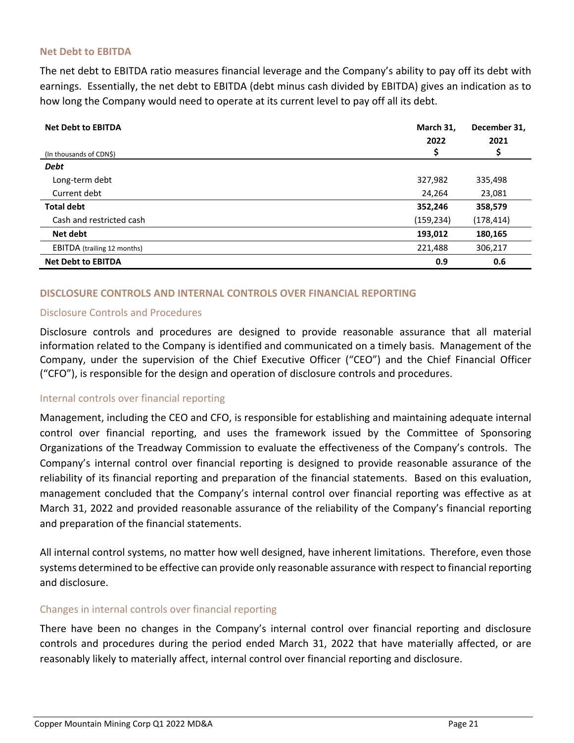### Net Debt to EBITDA

The net debt to EBITDA ratio measures financial leverage and the Company's ability to pay off its debt with earnings. Essentially, the net debt to EBITDA (debt minus cash divided by EBITDA) gives an indication as to how long the Company would need to operate at its current level to pay off all its debt.

| **Net Debt to EBITDA**<br>(In thousands of CDN$) | **March 31, 2022**<br>**$** | **December 31, 2021**<br>**$** |
|---|---|---|
| ***Debt*** | | |
| Long-term debt | 327,982 | 335,498 |
| Current debt | 24,264 | 23,081 |
| **Total debt** | **352,246** | **358,579** |
| Cash and restricted cash | (159,234) | (178,414) |
| **Net debt** | **193,012** | **180,165** |
| EBITDA (trailing 12 months) | 221,488 | 306,217 |
| **Net Debt to EBITDA** | **0.9** | **0.6** |

## DISCLOSURE CONTROLS AND INTERNAL CONTROLS OVER FINANCIAL REPORTING

### Disclosure Controls and Procedures

Disclosure controls and procedures are designed to provide reasonable assurance that all material information related to the Company is identified and communicated on a timely basis. Management of the Company, under the supervision of the Chief Executive Officer ("CEO") and the Chief Financial Officer ("CFO"), is responsible for the design and operation of disclosure controls and procedures.

### Internal controls over financial reporting

Management, including the CEO and CFO, is responsible for establishing and maintaining adequate internal control over financial reporting, and uses the framework issued by the Committee of Sponsoring Organizations of the Treadway Commission to evaluate the effectiveness of the Company's controls. The Company's internal control over financial reporting is designed to provide reasonable assurance of the reliability of its financial reporting and preparation of the financial statements. Based on this evaluation, management concluded that the Company's internal control over financial reporting was effective as at March 31, 2022 and provided reasonable assurance of the reliability of the Company's financial reporting and preparation of the financial statements.

All internal control systems, no matter how well designed, have inherent limitations. Therefore, even those systems determined to be effective can provide only reasonable assurance with respect to financial reporting and disclosure.

### Changes in internal controls over financial reporting

There have been no changes in the Company's internal control over financial reporting and disclosure controls and procedures during the period ended March 31, 2022 that have materially affected, or are reasonably likely to materially affect, internal control over financial reporting and disclosure.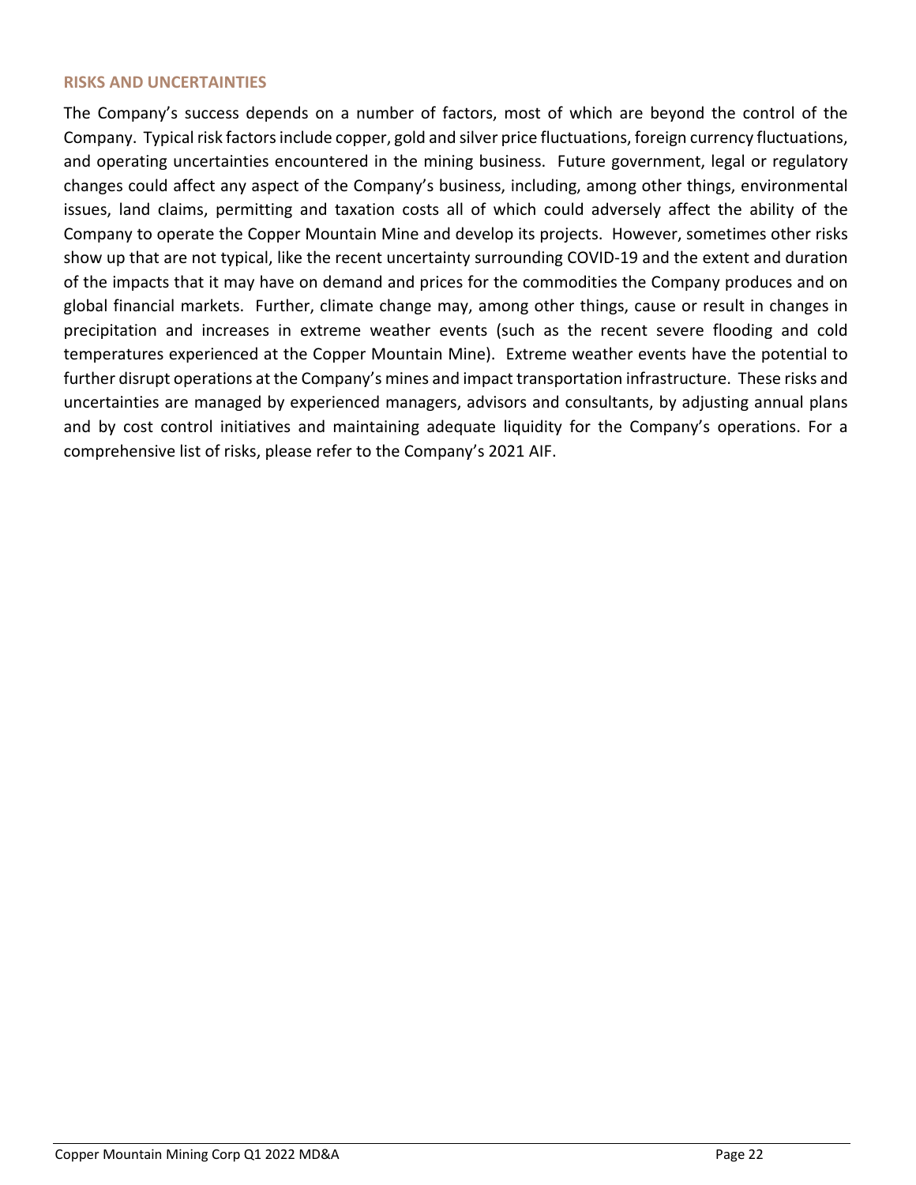## RISKS AND UNCERTAINTIES

The Company's success depends on a number of factors, most of which are beyond the control of the Company. Typical risk factors include copper, gold and silver price fluctuations, foreign currency fluctuations, and operating uncertainties encountered in the mining business. Future government, legal or regulatory changes could affect any aspect of the Company's business, including, among other things, environmental issues, land claims, permitting and taxation costs all of which could adversely affect the ability of the Company to operate the Copper Mountain Mine and develop its projects. However, sometimes other risks show up that are not typical, like the recent uncertainty surrounding COVID-19 and the extent and duration of the impacts that it may have on demand and prices for the commodities the Company produces and on global financial markets. Further, climate change may, among other things, cause or result in changes in precipitation and increases in extreme weather events (such as the recent severe flooding and cold temperatures experienced at the Copper Mountain Mine). Extreme weather events have the potential to further disrupt operations at the Company's mines and impact transportation infrastructure. These risks and uncertainties are managed by experienced managers, advisors and consultants, by adjusting annual plans and by cost control initiatives and maintaining adequate liquidity for the Company's operations. For a comprehensive list of risks, please refer to the Company's 2021 AIF.